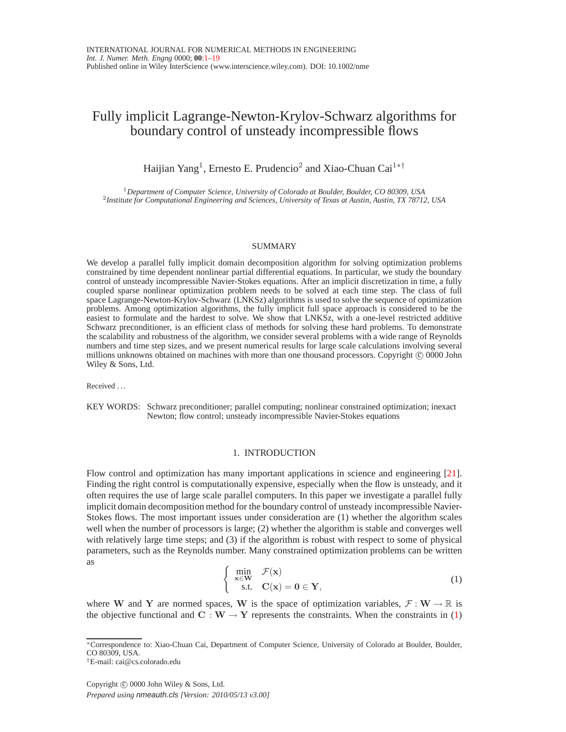# Fully implicit Lagrange-Newton-Krylov-Schwarz algorithms for boundary control of unsteady incompressible flows

Haijian Yang[1], Ernesto E. Prudencio[2] and Xiao-Chuan Cai[1*†]

[1] *Department of Computer Science, University of Colorado at Boulder, Boulder, CO 80309, USA*
[2] *Institute for Computational Engineering and Sciences, University of Texas at Austin, Austin, TX 78712, USA*

## SUMMARY

We develop a parallel fully implicit domain decomposition algorithm for solving optimization problems constrained by time dependent nonlinear partial differential equations. In particular, we study the boundary control of unsteady incompressible Navier-Stokes equations. After an implicit discretization in time, a fully coupled sparse nonlinear optimization problem needs to be solved at each time step. The class of full space Lagrange-Newton-Krylov-Schwarz (LNKSz) algorithms is used to solve the sequence of optimization problems. Among optimization algorithms, the fully implicit full space approach is considered to be the easiest to formulate and the hardest to solve. We show that LNKSz, with a one-level restricted additive Schwarz preconditioner, is an efficient class of methods for solving these hard problems. To demonstrate the scalability and robustness of the algorithm, we consider several problems with a wide range of Reynolds numbers and time step sizes, and we present numerical results for large scale calculations involving several millions unknowns obtained on machines with more than one thousand processors. Copyright © 0000 John Wiley & Sons, Ltd.

Received ...

KEY WORDS: Schwarz preconditioner; parallel computing; nonlinear constrained optimization; inexact Newton; flow control; unsteady incompressible Navier-Stokes equations

## 1. INTRODUCTION

Flow control and optimization has many important applications in science and engineering [21]. Finding the right control is computationally expensive, especially when the flow is unsteady, and it often requires the use of large scale parallel computers. In this paper we investigate a parallel fully implicit domain decomposition method for the boundary control of unsteady incompressible Navier-Stokes flows. The most important issues under consideration are (1) whether the algorithm scales well when the number of processors is large; (2) whether the algorithm is stable and converges well with relatively large time steps; and (3) if the algorithm is robust with respect to some of physical parameters, such as the Reynolds number. Many constrained optimization problems can be written as

$$\begin{cases} \min\limits_{\mathbf{x}\in\mathbf{W}} & \mathcal{F}(\mathbf{x}) \\ \text{s.t.} & \mathbf{C}(\mathbf{x}) = \mathbf{0} \in \mathbf{Y}, \end{cases} \tag{1}$$

where $\mathbf{W}$ and $\mathbf{Y}$ are normed spaces, $\mathbf{W}$ is the space of optimization variables, $\mathcal{F} : \mathbf{W} \to \mathbb{R}$ is the objective functional and $\mathbf{C} : \mathbf{W} \to \mathbf{Y}$ represents the constraints. When the constraints in (1)

*Correspondence to: Xiao-Chuan Cai, Department of Computer Science, University of Colorado at Boulder, Boulder, CO 80309, USA.
†E-mail: cai@cs.colorado.edu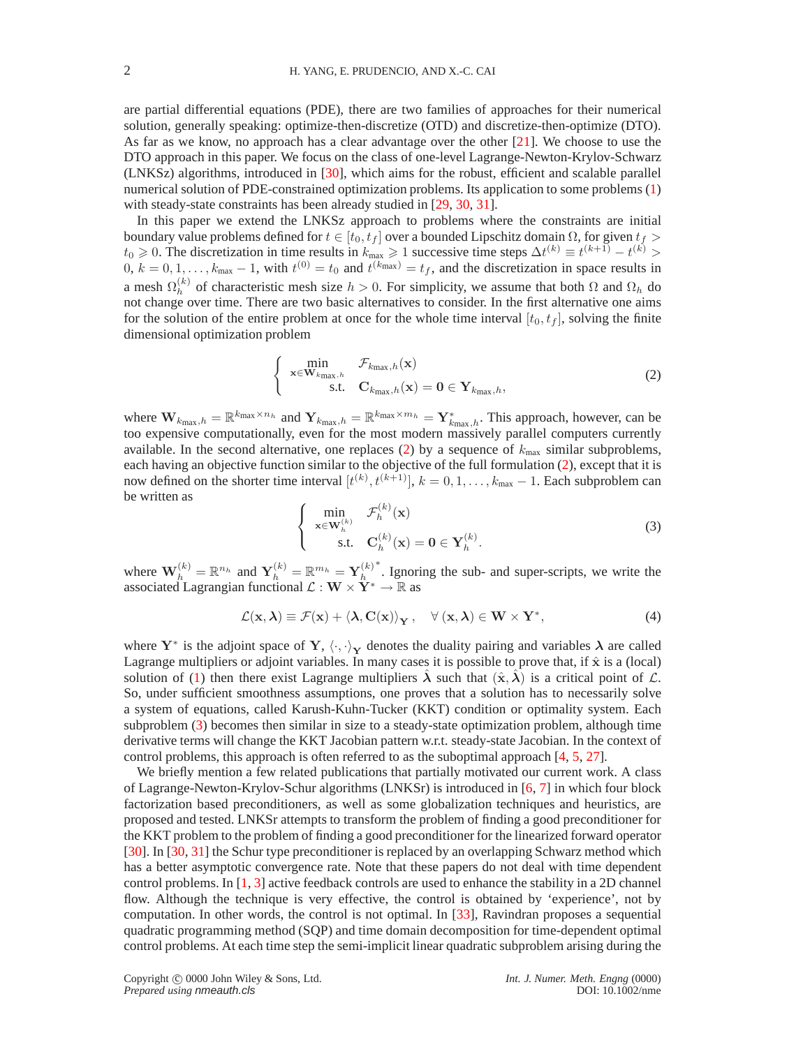are partial differential equations (PDE), there are two families of approaches for their numerical solution, generally speaking: optimize-then-discretize (OTD) and discretize-then-optimize (DTO). As far as we know, no approach has a clear advantage over the other [21]. We choose to use the DTO approach in this paper. We focus on the class of one-level Lagrange-Newton-Krylov-Schwarz (LNKSz) algorithms, introduced in [30], which aims for the robust, efficient and scalable parallel numerical solution of PDE-constrained optimization problems. Its application to some problems (1) with steady-state constraints has been already studied in [29, 30, 31].

In this paper we extend the LNKSz approach to problems where the constraints are initial boundary value problems defined for $t \in [t_0, t_f]$ over a bounded Lipschitz domain $\Omega$, for given $t_f > t_0 \geqslant 0$. The discretization in time results in $k_{\text{max}} \geqslant 1$ successive time steps $\Delta t^{(k)} \equiv t^{(k+1)} - t^{(k)} > 0$, $k = 0, 1, \ldots, k_{\text{max}} - 1$, with $t^{(0)} = t_0$ and $t^{(k_{\text{max}})} = t_f$, and the discretization in space results in a mesh $\Omega_h^{(k)}$ of characteristic mesh size $h > 0$. For simplicity, we assume that both $\Omega$ and $\Omega_h$ do not change over time. There are two basic alternatives to consider. In the first alternative one aims for the solution of the entire problem at once for the whole time interval $[t_0, t_f]$, solving the finite dimensional optimization problem

$$
\left\{ \begin{array}{rl} \displaystyle\min_{\mathbf{x} \in \mathbf{W}_{k_{\text{max}},h}} & \mathcal{F}_{k_{\text{max}},h}(\mathbf{x}) \\ \text{s.t.} & \mathbf{C}_{k_{\text{max}},h}(\mathbf{x}) = \mathbf{0} \in \mathbf{Y}_{k_{\text{max}},h}, \end{array} \right. \tag{2}
$$

where $\mathbf{W}_{k_{\text{max}},h} = \mathbb{R}^{k_{\text{max}} \times n_h}$ and $\mathbf{Y}_{k_{\text{max}},h} = \mathbb{R}^{k_{\text{max}} \times m_h} = \mathbf{Y}^*_{k_{\text{max}},h}$. This approach, however, can be too expensive computationally, even for the most modern massively parallel computers currently available. In the second alternative, one replaces (2) by a sequence of $k_{\text{max}}$ similar subproblems, each having an objective function similar to the objective of the full formulation (2), except that it is now defined on the shorter time interval $[t^{(k)}, t^{(k+1)}]$, $k = 0, 1, \ldots, k_{\text{max}} - 1$. Each subproblem can be written as

$$
\left\{ \begin{array}{rl} \displaystyle\min_{\mathbf{x} \in \mathbf{W}_h^{(k)}} & \mathcal{F}_h^{(k)}(\mathbf{x}) \\ \text{s.t.} & \mathbf{C}_h^{(k)}(\mathbf{x}) = \mathbf{0} \in \mathbf{Y}_h^{(k)}. \end{array} \right. \tag{3}
$$

where $\mathbf{W}_h^{(k)} = \mathbb{R}^{n_h}$ and $\mathbf{Y}_h^{(k)} = \mathbb{R}^{m_h} = {\mathbf{Y}_h^{(k)}}^*$. Ignoring the sub- and super-scripts, we write the associated Lagrangian functional $\mathcal{L} : \mathbf{W} \times \mathbf{Y}^* \to \mathbb{R}$ as

$$
\mathcal{L}(\mathbf{x}, \boldsymbol{\lambda}) \equiv \mathcal{F}(\mathbf{x}) + \langle \boldsymbol{\lambda}, \mathbf{C}(\mathbf{x}) \rangle_{\mathbf{Y}}, \quad \forall\, (\mathbf{x}, \boldsymbol{\lambda}) \in \mathbf{W} \times \mathbf{Y}^*, \tag{4}
$$

where $\mathbf{Y}^*$ is the adjoint space of $\mathbf{Y}$, $\langle \cdot, \cdot \rangle_{\mathbf{Y}}$ denotes the duality pairing and variables $\boldsymbol{\lambda}$ are called Lagrange multipliers or adjoint variables. In many cases it is possible to prove that, if $\hat{\mathbf{x}}$ is a (local) solution of (1) then there exist Lagrange multipliers $\hat{\boldsymbol{\lambda}}$ such that $(\hat{\mathbf{x}}, \hat{\boldsymbol{\lambda}})$ is a critical point of $\mathcal{L}$. So, under sufficient smoothness assumptions, one proves that a solution has to necessarily solve a system of equations, called Karush-Kuhn-Tucker (KKT) condition or optimality system. Each subproblem (3) becomes then similar in size to a steady-state optimization problem, although time derivative terms will change the KKT Jacobian pattern w.r.t. steady-state Jacobian. In the context of control problems, this approach is often referred to as the suboptimal approach [4, 5, 27].

We briefly mention a few related publications that partially motivated our current work. A class of Lagrange-Newton-Krylov-Schur algorithms (LNKSr) is introduced in [6, 7] in which four block factorization based preconditioners, as well as some globalization techniques and heuristics, are proposed and tested. LNKSr attempts to transform the problem of finding a good preconditioner for the KKT problem to the problem of finding a good preconditioner for the linearized forward operator [30]. In [30, 31] the Schur type preconditioner is replaced by an overlapping Schwarz method which has a better asymptotic convergence rate. Note that these papers do not deal with time dependent control problems. In [1, 3] active feedback controls are used to enhance the stability in a 2D channel flow. Although the technique is very effective, the control is obtained by 'experience', not by computation. In other words, the control is not optimal. In [33], Ravindran proposes a sequential quadratic programming method (SQP) and time domain decomposition for time-dependent optimal control problems. At each time step the semi-implicit linear quadratic subproblem arising during the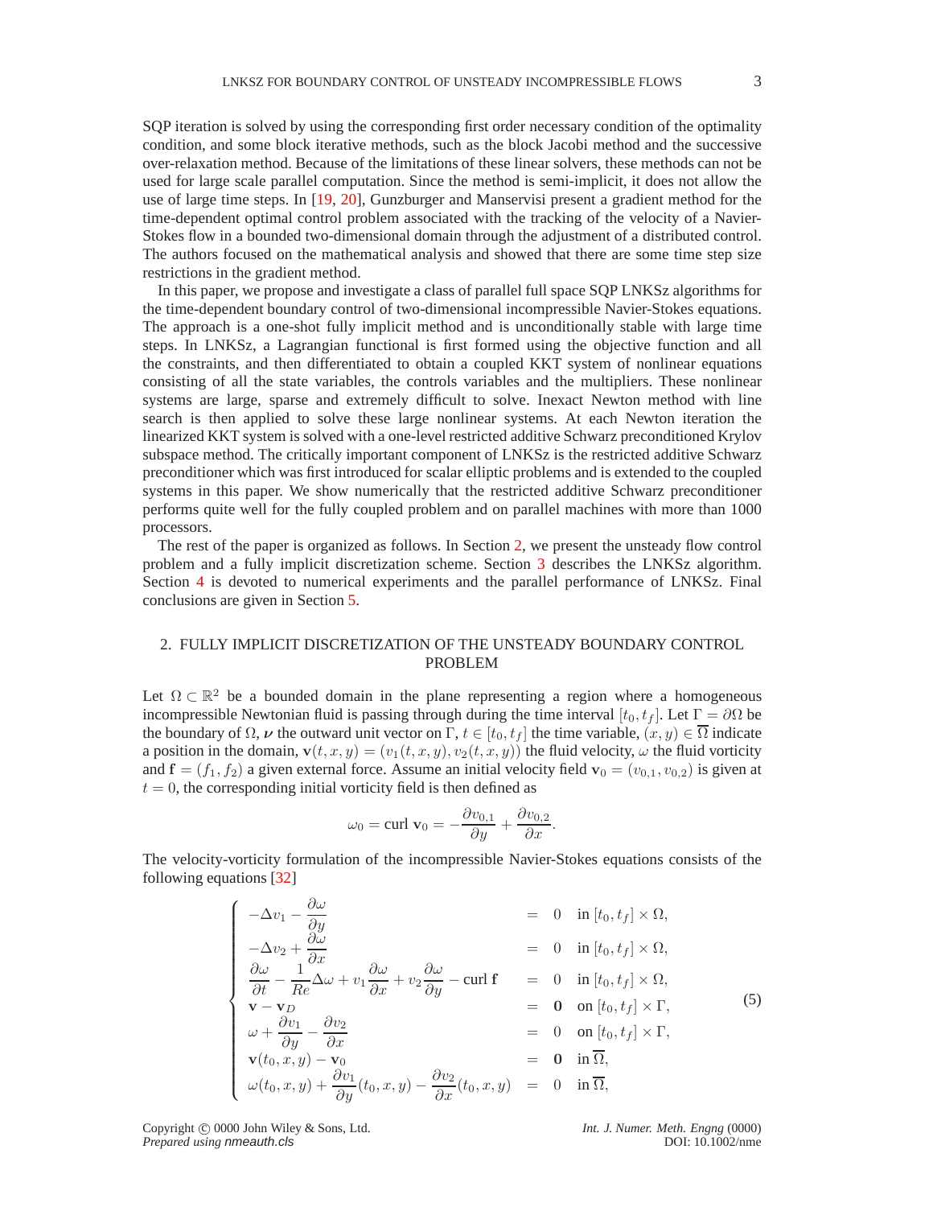SQP iteration is solved by using the corresponding first order necessary condition of the optimality condition, and some block iterative methods, such as the block Jacobi method and the successive over-relaxation method. Because of the limitations of these linear solvers, these methods can not be used for large scale parallel computation. Since the method is semi-implicit, it does not allow the use of large time steps. In [19, 20], Gunzburger and Manservisi present a gradient method for the time-dependent optimal control problem associated with the tracking of the velocity of a Navier-Stokes flow in a bounded two-dimensional domain through the adjustment of a distributed control. The authors focused on the mathematical analysis and showed that there are some time step size restrictions in the gradient method.

In this paper, we propose and investigate a class of parallel full space SQP LNKSz algorithms for the time-dependent boundary control of two-dimensional incompressible Navier-Stokes equations. The approach is a one-shot fully implicit method and is unconditionally stable with large time steps. In LNKSz, a Lagrangian functional is first formed using the objective function and all the constraints, and then differentiated to obtain a coupled KKT system of nonlinear equations consisting of all the state variables, the controls variables and the multipliers. These nonlinear systems are large, sparse and extremely difficult to solve. Inexact Newton method with line search is then applied to solve these large nonlinear systems. At each Newton iteration the linearized KKT system is solved with a one-level restricted additive Schwarz preconditioned Krylov subspace method. The critically important component of LNKSz is the restricted additive Schwarz preconditioner which was first introduced for scalar elliptic problems and is extended to the coupled systems in this paper. We show numerically that the restricted additive Schwarz preconditioner performs quite well for the fully coupled problem and on parallel machines with more than 1000 processors.

The rest of the paper is organized as follows. In Section 2, we present the unsteady flow control problem and a fully implicit discretization scheme. Section 3 describes the LNKSz algorithm. Section 4 is devoted to numerical experiments and the parallel performance of LNKSz. Final conclusions are given in Section 5.

## 2. FULLY IMPLICIT DISCRETIZATION OF THE UNSTEADY BOUNDARY CONTROL PROBLEM

Let $\Omega \subset \mathbb{R}^2$ be a bounded domain in the plane representing a region where a homogeneous incompressible Newtonian fluid is passing through during the time interval $[t_0, t_f]$. Let $\Gamma = \partial\Omega$ be the boundary of $\Omega$, $\boldsymbol{\nu}$ the outward unit vector on $\Gamma$, $t \in [t_0, t_f]$ the time variable, $(x, y) \in \overline{\Omega}$ indicate a position in the domain, $\mathbf{v}(t, x, y) = (v_1(t, x, y), v_2(t, x, y))$ the fluid velocity, $\omega$ the fluid vorticity and $\mathbf{f} = (f_1, f_2)$ a given external force. Assume an initial velocity field $\mathbf{v}_0 = (v_{0,1}, v_{0,2})$ is given at $t = 0$, the corresponding initial vorticity field is then defined as

$$\omega_0 = \text{curl } \mathbf{v}_0 = -\frac{\partial v_{0,1}}{\partial y} + \frac{\partial v_{0,2}}{\partial x}.$$

The velocity-vorticity formulation of the incompressible Navier-Stokes equations consists of the following equations [32]

$$\left\{ \begin{array}{lcll} -\Delta v_1 - \dfrac{\partial \omega}{\partial y} & = & 0 & \text{in } [t_0, t_f] \times \Omega, \\ -\Delta v_2 + \dfrac{\partial \omega}{\partial x} & = & 0 & \text{in } [t_0, t_f] \times \Omega, \\ \dfrac{\partial \omega}{\partial t} - \dfrac{1}{Re}\Delta\omega + v_1 \dfrac{\partial \omega}{\partial x} + v_2 \dfrac{\partial \omega}{\partial y} - \text{curl } \mathbf{f} & = & 0 & \text{in } [t_0, t_f] \times \Omega, \\ \mathbf{v} - \mathbf{v}_D & = & \mathbf{0} & \text{on } [t_0, t_f] \times \Gamma, \\ \omega + \dfrac{\partial v_1}{\partial y} - \dfrac{\partial v_2}{\partial x} & = & 0 & \text{on } [t_0, t_f] \times \Gamma, \\ \mathbf{v}(t_0, x, y) - \mathbf{v}_0 & = & \mathbf{0} & \text{in } \overline{\Omega}, \\ \omega(t_0, x, y) + \dfrac{\partial v_1}{\partial y}(t_0, x, y) - \dfrac{\partial v_2}{\partial x}(t_0, x, y) & = & 0 & \text{in } \overline{\Omega}, \end{array} \right. \tag{5}$$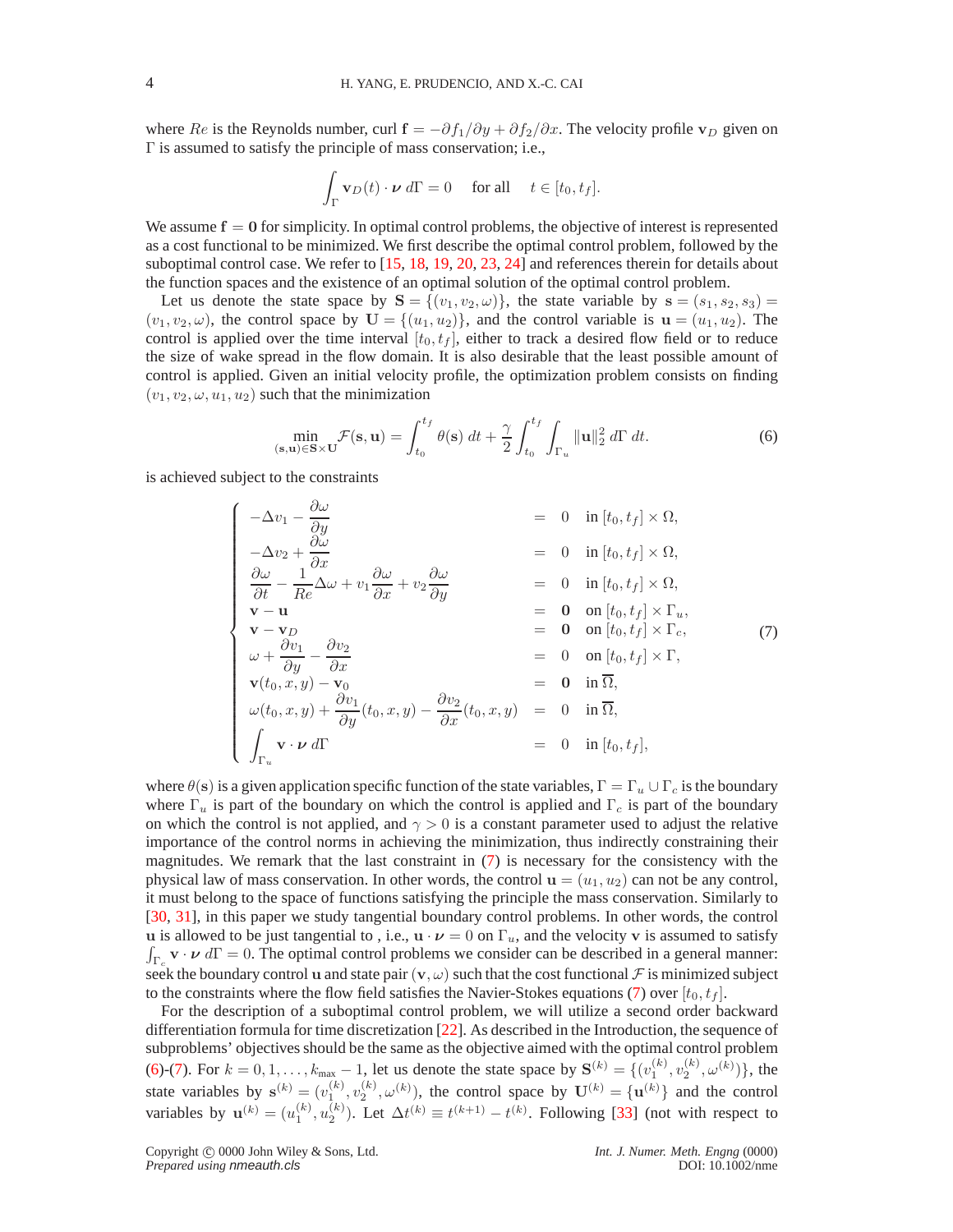where $Re$ is the Reynolds number, curl $\mathbf{f} = -\partial f_1/\partial y + \partial f_2/\partial x$. The velocity profile $\mathbf{v}_D$ given on $\Gamma$ is assumed to satisfy the principle of mass conservation; i.e.,

$$\int_\Gamma \mathbf{v}_D(t) \cdot \boldsymbol{\nu} \, d\Gamma = 0 \quad \text{for all} \quad t \in [t_0, t_f].$$

We assume $\mathbf{f} = \mathbf{0}$ for simplicity. In optimal control problems, the objective of interest is represented as a cost functional to be minimized. We first describe the optimal control problem, followed by the suboptimal control case. We refer to [15, 18, 19, 20, 23, 24] and references therein for details about the function spaces and the existence of an optimal solution of the optimal control problem.

Let us denote the state space by $\mathbf{S} = \{(v_1, v_2, \omega)\}$, the state variable by $\mathbf{s} = (s_1, s_2, s_3) = (v_1, v_2, \omega)$, the control space by $\mathbf{U} = \{(u_1, u_2)\}$, and the control variable is $\mathbf{u} = (u_1, u_2)$. The control is applied over the time interval $[t_0, t_f]$, either to track a desired flow field or to reduce the size of wake spread in the flow domain. It is also desirable that the least possible amount of control is applied. Given an initial velocity profile, the optimization problem consists on finding $(v_1, v_2, \omega, u_1, u_2)$ such that the minimization

$$\min_{(\mathbf{s},\mathbf{u}) \in \mathbf{S} \times \mathbf{U}} \mathcal{F}(\mathbf{s}, \mathbf{u}) = \int_{t_0}^{t_f} \theta(\mathbf{s}) \, dt + \frac{\gamma}{2} \int_{t_0}^{t_f} \int_{\Gamma_u} \|\mathbf{u}\|_2^2 \, d\Gamma \, dt. \tag{6}$$

is achieved subject to the constraints

$$\left\{ \begin{array}{lcl}
-\Delta v_1 - \dfrac{\partial \omega}{\partial y} & = & 0 \quad \text{in } [t_0, t_f] \times \Omega, \\
-\Delta v_2 + \dfrac{\partial \omega}{\partial x} & = & 0 \quad \text{in } [t_0, t_f] \times \Omega, \\
\dfrac{\partial \omega}{\partial t} - \dfrac{1}{Re} \Delta \omega + v_1 \dfrac{\partial \omega}{\partial x} + v_2 \dfrac{\partial \omega}{\partial y} & = & 0 \quad \text{in } [t_0, t_f] \times \Omega, \\
\mathbf{v} - \mathbf{u} & = & \mathbf{0} \quad \text{on } [t_0, t_f] \times \Gamma_u, \\
\mathbf{v} - \mathbf{v}_D & = & \mathbf{0} \quad \text{on } [t_0, t_f] \times \Gamma_c, \\
\omega + \dfrac{\partial v_1}{\partial y} - \dfrac{\partial v_2}{\partial x} & = & 0 \quad \text{on } [t_0, t_f] \times \Gamma, \\
\mathbf{v}(t_0, x, y) - \mathbf{v}_0 & = & \mathbf{0} \quad \text{in } \overline{\Omega}, \\
\omega(t_0, x, y) + \dfrac{\partial v_1}{\partial y}(t_0, x, y) - \dfrac{\partial v_2}{\partial x}(t_0, x, y) & = & 0 \quad \text{in } \overline{\Omega}, \\
\displaystyle\int_{\Gamma_u} \mathbf{v} \cdot \boldsymbol{\nu} \, d\Gamma & = & 0 \quad \text{in } [t_0, t_f],
\end{array} \right. \tag{7}$$

where $\theta(\mathbf{s})$ is a given application specific function of the state variables, $\Gamma = \Gamma_u \cup \Gamma_c$ is the boundary where $\Gamma_u$ is part of the boundary on which the control is applied and $\Gamma_c$ is part of the boundary on which the control is not applied, and $\gamma > 0$ is a constant parameter used to adjust the relative importance of the control norms in achieving the minimization, thus indirectly constraining their magnitudes. We remark that the last constraint in (7) is necessary for the consistency with the physical law of mass conservation. In other words, the control $\mathbf{u} = (u_1, u_2)$ can not be any control, it must belong to the space of functions satisfying the principle the mass conservation. Similarly to [30, 31], in this paper we study tangential boundary control problems. In other words, the control $\mathbf{u}$ is allowed to be just tangential to , i.e., $\mathbf{u} \cdot \boldsymbol{\nu} = 0$ on $\Gamma_u$, and the velocity $\mathbf{v}$ is assumed to satisfy $\int_{\Gamma_c} \mathbf{v} \cdot \boldsymbol{\nu} \, d\Gamma = 0$. The optimal control problems we consider can be described in a general manner: seek the boundary control $\mathbf{u}$ and state pair $(\mathbf{v}, \omega)$ such that the cost functional $\mathcal{F}$ is minimized subject to the constraints where the flow field satisfies the Navier-Stokes equations (7) over $[t_0, t_f]$.

For the description of a suboptimal control problem, we will utilize a second order backward differentiation formula for time discretization [22]. As described in the Introduction, the sequence of subproblems' objectives should be the same as the objective aimed with the optimal control problem (6)-(7). For $k = 0, 1, \ldots, k_{\max} - 1$, let us denote the state space by $\mathbf{S}^{(k)} = \{(v_1^{(k)}, v_2^{(k)}, \omega^{(k)})\}$, the state variables by $\mathbf{s}^{(k)} = (v_1^{(k)}, v_2^{(k)}, \omega^{(k)})$, the control space by $\mathbf{U}^{(k)} = \{\mathbf{u}^{(k)}\}$ and the control variables by $\mathbf{u}^{(k)} = (u_1^{(k)}, u_2^{(k)})$. Let $\Delta t^{(k)} \equiv t^{(k+1)} - t^{(k)}$. Following [33] (not with respect to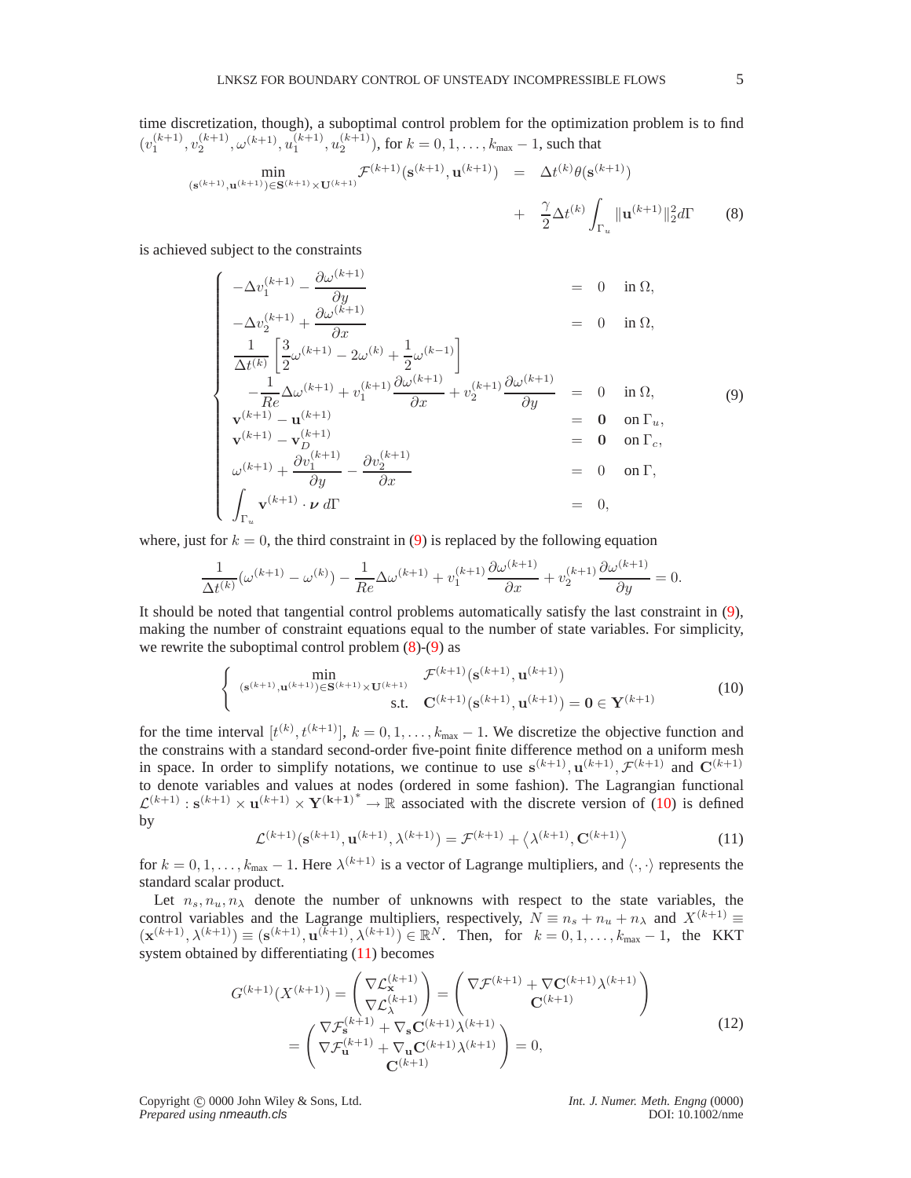time discretization, though), a suboptimal control problem for the optimization problem is to find $(v_1^{(k+1)}, v_2^{(k+1)}, \omega^{(k+1)}, u_1^{(k+1)}, u_2^{(k+1)})$, for $k = 0, 1, \ldots, k_{\max} - 1$, such that

$$
\begin{aligned}
\min_{(\mathbf{s}^{(k+1)}, \mathbf{u}^{(k+1)}) \in \mathbf{S}^{(k+1)} \times \mathbf{U}^{(k+1)}} \mathcal{F}^{(k+1)}(\mathbf{s}^{(k+1)}, \mathbf{u}^{(k+1)}) &= \Delta t^{(k)} \theta(\mathbf{s}^{(k+1)}) \\
&+ \frac{\gamma}{2} \Delta t^{(k)} \int_{\Gamma_u} \|\mathbf{u}^{(k+1)}\|_2^2 d\Gamma
\end{aligned} \tag{8}
$$

is achieved subject to the constraints

$$
\left\{
\begin{aligned}
-\Delta v_1^{(k+1)} - \frac{\partial \omega^{(k+1)}}{\partial y} &= 0 \quad \text{in } \Omega, \\
-\Delta v_2^{(k+1)} + \frac{\partial \omega^{(k+1)}}{\partial x} &= 0 \quad \text{in } \Omega, \\
\frac{1}{\Delta t^{(k)}} \left[ \frac{3}{2} \omega^{(k+1)} - 2\omega^{(k)} + \frac{1}{2} \omega^{(k-1)} \right] & \\
- \frac{1}{Re} \Delta \omega^{(k+1)} + v_1^{(k+1)} \frac{\partial \omega^{(k+1)}}{\partial x} + v_2^{(k+1)} \frac{\partial \omega^{(k+1)}}{\partial y} &= 0 \quad \text{in } \Omega, \\
\mathbf{v}^{(k+1)} - \mathbf{u}^{(k+1)} &= \mathbf{0} \quad \text{on } \Gamma_u, \\
\mathbf{v}^{(k+1)} - \mathbf{v}_D^{(k+1)} &= \mathbf{0} \quad \text{on } \Gamma_c, \\
\omega^{(k+1)} + \frac{\partial v_1^{(k+1)}}{\partial y} - \frac{\partial v_2^{(k+1)}}{\partial x} &= 0 \quad \text{on } \Gamma, \\
\int_{\Gamma_u} \mathbf{v}^{(k+1)} \cdot \boldsymbol{\nu} \, d\Gamma &= 0,
\end{aligned}
\right. \tag{9}
$$

where, just for $k = 0$, the third constraint in (9) is replaced by the following equation

$$
\frac{1}{\Delta t^{(k)}} (\omega^{(k+1)} - \omega^{(k)}) - \frac{1}{Re} \Delta \omega^{(k+1)} + v_1^{(k+1)} \frac{\partial \omega^{(k+1)}}{\partial x} + v_2^{(k+1)} \frac{\partial \omega^{(k+1)}}{\partial y} = 0.
$$

It should be noted that tangential control problems automatically satisfy the last constraint in (9), making the number of constraint equations equal to the number of state variables. For simplicity, we rewrite the suboptimal control problem (8)-(9) as

$$
\left\{
\begin{aligned}
&\min_{(\mathbf{s}^{(k+1)}, \mathbf{u}^{(k+1)}) \in \mathbf{S}^{(k+1)} \times \mathbf{U}^{(k+1)}} && \mathcal{F}^{(k+1)}(\mathbf{s}^{(k+1)}, \mathbf{u}^{(k+1)}) \\
&\text{s.t.} && \mathbf{C}^{(k+1)}(\mathbf{s}^{(k+1)}, \mathbf{u}^{(k+1)}) = \mathbf{0} \in \mathbf{Y}^{(k+1)}
\end{aligned}
\right. \tag{10}
$$

for the time interval $[t^{(k)}, t^{(k+1)}]$, $k = 0, 1, \ldots, k_{\max} - 1$. We discretize the objective function and the constrains with a standard second-order five-point finite difference method on a uniform mesh in space. In order to simplify notations, we continue to use $\mathbf{s}^{(k+1)}, \mathbf{u}^{(k+1)}, \mathcal{F}^{(k+1)}$ and $\mathbf{C}^{(k+1)}$ to denote variables and values at nodes (ordered in some fashion). The Lagrangian functional $\mathcal{L}^{(k+1)} : \mathbf{s}^{(k+1)} \times \mathbf{u}^{(k+1)} \times \mathbf{Y}^{(\mathbf{k+1})^*} \to \mathbb{R}$ associated with the discrete version of (10) is defined by

$$
\mathcal{L}^{(k+1)}(\mathbf{s}^{(k+1)}, \mathbf{u}^{(k+1)}, \lambda^{(k+1)}) = \mathcal{F}^{(k+1)} + \left\langle \lambda^{(k+1)}, \mathbf{C}^{(k+1)} \right\rangle \tag{11}
$$

for $k = 0, 1, \ldots, k_{\max} - 1$. Here $\lambda^{(k+1)}$ is a vector of Lagrange multipliers, and $\langle \cdot, \cdot \rangle$ represents the standard scalar product.

Let $n_s, n_u, n_\lambda$ denote the number of unknowns with respect to the state variables, the control variables and the Lagrange multipliers, respectively, $N \equiv n_s + n_u + n_\lambda$ and $X^{(k+1)} \equiv (\mathbf{x}^{(k+1)}, \lambda^{(k+1)}) \equiv (\mathbf{s}^{(k+1)}, \mathbf{u}^{(k+1)}, \lambda^{(k+1)}) \in \mathbb{R}^N$. Then, for $k = 0, 1, \ldots, k_{\max} - 1$, the KKT system obtained by differentiating (11) becomes

$$
\begin{aligned}
G^{(k+1)}(X^{(k+1)}) &= \begin{pmatrix} \nabla \mathcal{L}_{\mathbf{x}}^{(k+1)} \\ \nabla \mathcal{L}_{\lambda}^{(k+1)} \end{pmatrix} = \begin{pmatrix} \nabla \mathcal{F}^{(k+1)} + \nabla \mathbf{C}^{(k+1)} \lambda^{(k+1)} \\ \mathbf{C}^{(k+1)} \end{pmatrix} \\
&= \begin{pmatrix} \nabla \mathcal{F}_{\mathbf{s}}^{(k+1)} + \nabla_{\mathbf{s}} \mathbf{C}^{(k+1)} \lambda^{(k+1)} \\ \nabla \mathcal{F}_{\mathbf{u}}^{(k+1)} + \nabla_{\mathbf{u}} \mathbf{C}^{(k+1)} \lambda^{(k+1)} \\ \mathbf{C}^{(k+1)} \end{pmatrix} = 0,
\end{aligned} \tag{12}
$$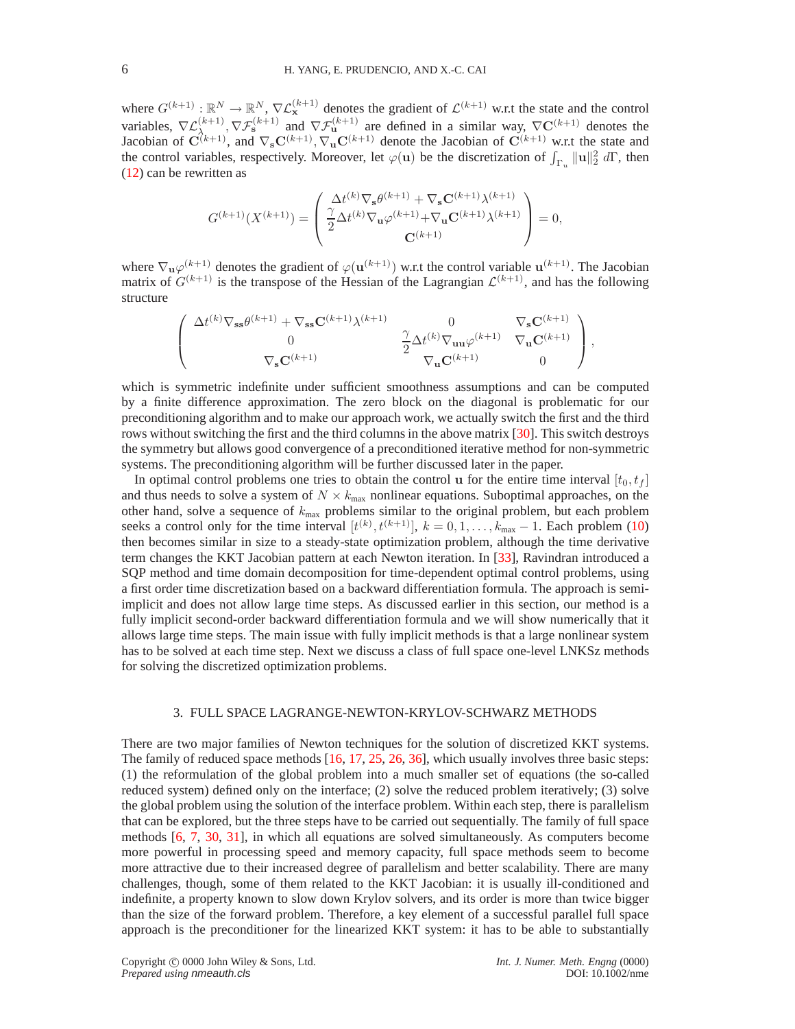where $G^{(k+1)} : \mathbb{R}^N \to \mathbb{R}^N$, $\nabla\mathcal{L}_{\mathbf{x}}^{(k+1)}$ denotes the gradient of $\mathcal{L}^{(k+1)}$ w.r.t the state and the control variables, $\nabla\mathcal{L}_{\lambda}^{(k+1)}, \nabla\mathcal{F}_{\mathbf{s}}^{(k+1)}$ and $\nabla\mathcal{F}_{\mathbf{u}}^{(k+1)}$ are defined in a similar way, $\nabla\mathbf{C}^{(k+1)}$ denotes the Jacobian of $\mathbf{C}^{(k+1)}$, and $\nabla_{\mathbf{s}}\mathbf{C}^{(k+1)}, \nabla_{\mathbf{u}}\mathbf{C}^{(k+1)}$ denote the Jacobian of $\mathbf{C}^{(k+1)}$ w.r.t the state and the control variables, respectively. Moreover, let $\varphi(\mathbf{u})$ be the discretization of $\int_{\Gamma_u} \|\mathbf{u}\|_2^2 \, d\Gamma$, then (12) can be rewritten as

$$
G^{(k+1)}(X^{(k+1)}) = \begin{pmatrix} \Delta t^{(k)} \nabla_{\mathbf{s}} \theta^{(k+1)} + \nabla_{\mathbf{s}} \mathbf{C}^{(k+1)} \lambda^{(k+1)} \\ \dfrac{\gamma}{2} \Delta t^{(k)} \nabla_{\mathbf{u}} \varphi^{(k+1)} + \nabla_{\mathbf{u}} \mathbf{C}^{(k+1)} \lambda^{(k+1)} \\ \mathbf{C}^{(k+1)} \end{pmatrix} = 0,
$$

where $\nabla_{\mathbf{u}}\varphi^{(k+1)}$ denotes the gradient of $\varphi(\mathbf{u}^{(k+1)})$ w.r.t the control variable $\mathbf{u}^{(k+1)}$. The Jacobian matrix of $G^{(k+1)}$ is the transpose of the Hessian of the Lagrangian $\mathcal{L}^{(k+1)}$, and has the following structure

$$
\begin{pmatrix} \Delta t^{(k)} \nabla_{\mathbf{ss}} \theta^{(k+1)} + \nabla_{\mathbf{ss}} \mathbf{C}^{(k+1)} \lambda^{(k+1)} & 0 & \nabla_{\mathbf{s}} \mathbf{C}^{(k+1)} \\ 0 & \dfrac{\gamma}{2} \Delta t^{(k)} \nabla_{\mathbf{uu}} \varphi^{(k+1)} & \nabla_{\mathbf{u}} \mathbf{C}^{(k+1)} \\ \nabla_{\mathbf{s}} \mathbf{C}^{(k+1)} & \nabla_{\mathbf{u}} \mathbf{C}^{(k+1)} & 0 \end{pmatrix},
$$

which is symmetric indefinite under sufficient smoothness assumptions and can be computed by a finite difference approximation. The zero block on the diagonal is problematic for our preconditioning algorithm and to make our approach work, we actually switch the first and the third rows without switching the first and the third columns in the above matrix [30]. This switch destroys the symmetry but allows good convergence of a preconditioned iterative method for non-symmetric systems. The preconditioning algorithm will be further discussed later in the paper.

In optimal control problems one tries to obtain the control $\mathbf{u}$ for the entire time interval $[t_0, t_f]$ and thus needs to solve a system of $N \times k_{\max}$ nonlinear equations. Suboptimal approaches, on the other hand, solve a sequence of $k_{\max}$ problems similar to the original problem, but each problem seeks a control only for the time interval $[t^{(k)}, t^{(k+1)}]$, $k = 0, 1, \ldots, k_{\max} - 1$. Each problem (10) then becomes similar in size to a steady-state optimization problem, although the time derivative term changes the KKT Jacobian pattern at each Newton iteration. In [33], Ravindran introduced a SQP method and time domain decomposition for time-dependent optimal control problems, using a first order time discretization based on a backward differentiation formula. The approach is semi-implicit and does not allow large time steps. As discussed earlier in this section, our method is a fully implicit second-order backward differentiation formula and we will show numerically that it allows large time steps. The main issue with fully implicit methods is that a large nonlinear system has to be solved at each time step. Next we discuss a class of full space one-level LNKSz methods for solving the discretized optimization problems.

## 3. FULL SPACE LAGRANGE-NEWTON-KRYLOV-SCHWARZ METHODS

There are two major families of Newton techniques for the solution of discretized KKT systems. The family of reduced space methods [16, 17, 25, 26, 36], which usually involves three basic steps: (1) the reformulation of the global problem into a much smaller set of equations (the so-called reduced system) defined only on the interface; (2) solve the reduced problem iteratively; (3) solve the global problem using the solution of the interface problem. Within each step, there is parallelism that can be explored, but the three steps have to be carried out sequentially. The family of full space methods [6, 7, 30, 31], in which all equations are solved simultaneously. As computers become more powerful in processing speed and memory capacity, full space methods seem to become more attractive due to their increased degree of parallelism and better scalability. There are many challenges, though, some of them related to the KKT Jacobian: it is usually ill-conditioned and indefinite, a property known to slow down Krylov solvers, and its order is more than twice bigger than the size of the forward problem. Therefore, a key element of a successful parallel full space approach is the preconditioner for the linearized KKT system: it has to be able to substantially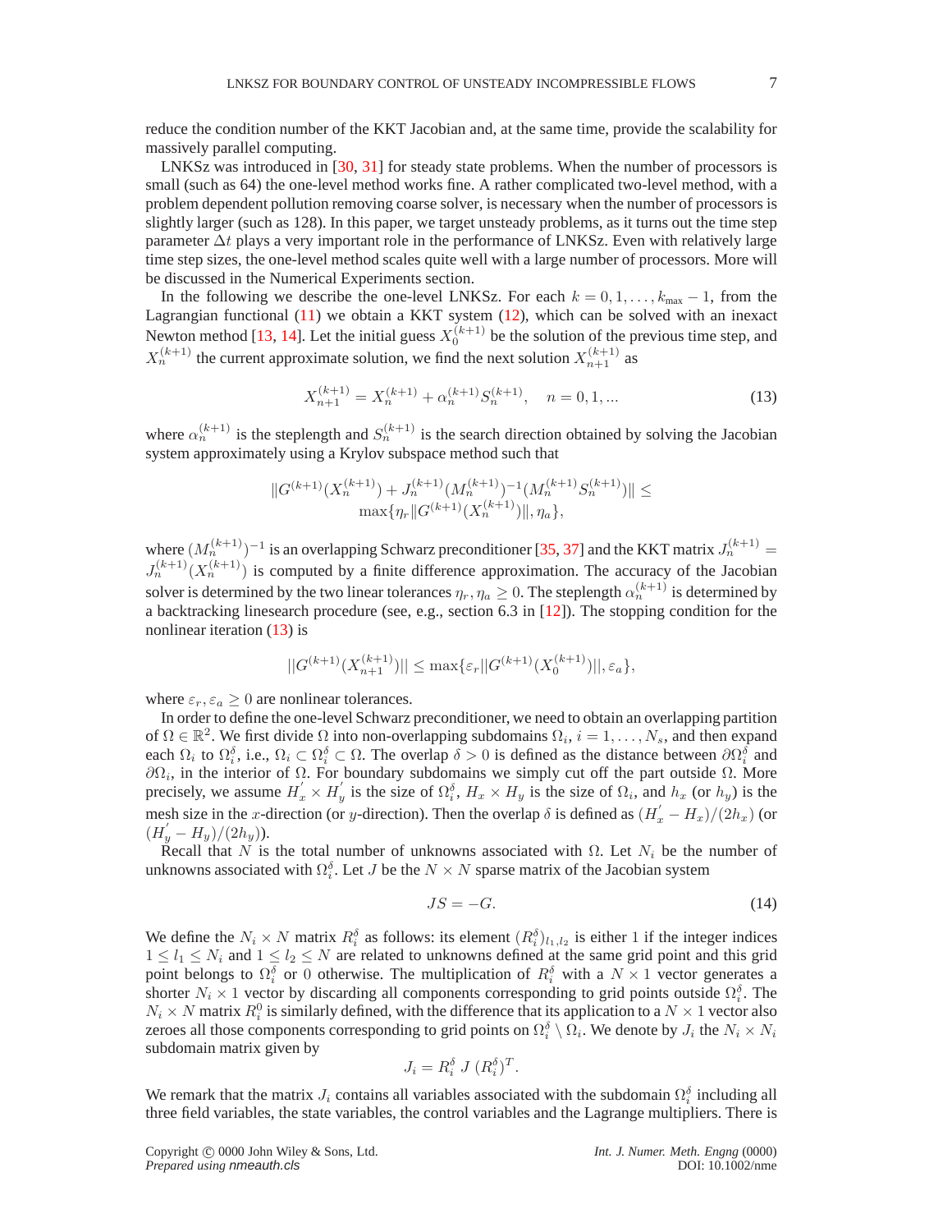reduce the condition number of the KKT Jacobian and, at the same time, provide the scalability for massively parallel computing.

LNKSz was introduced in [30, 31] for steady state problems. When the number of processors is small (such as 64) the one-level method works fine. A rather complicated two-level method, with a problem dependent pollution removing coarse solver, is necessary when the number of processors is slightly larger (such as 128). In this paper, we target unsteady problems, as it turns out the time step parameter $\Delta t$ plays a very important role in the performance of LNKSz. Even with relatively large time step sizes, the one-level method scales quite well with a large number of processors. More will be discussed in the Numerical Experiments section.

In the following we describe the one-level LNKSz. For each $k = 0, 1, \ldots, k_{\max} - 1$, from the Lagrangian functional (11) we obtain a KKT system (12), which can be solved with an inexact Newton method [13, 14]. Let the initial guess $X_0^{(k+1)}$ be the solution of the previous time step, and $X_n^{(k+1)}$ the current approximate solution, we find the next solution $X_{n+1}^{(k+1)}$ as

$$X_{n+1}^{(k+1)} = X_n^{(k+1)} + \alpha_n^{(k+1)} S_n^{(k+1)}, \quad n = 0, 1, \ldots \tag{13}$$

where $\alpha_n^{(k+1)}$ is the steplength and $S_n^{(k+1)}$ is the search direction obtained by solving the Jacobian system approximately using a Krylov subspace method such that

$$\begin{aligned} \|G^{(k+1)}(X_n^{(k+1)}) + J_n^{(k+1)}(M_n^{(k+1)})^{-1}(M_n^{(k+1)} S_n^{(k+1)})\| \leq \\ \max\{\eta_r \|G^{(k+1)}(X_n^{(k+1)})\|, \eta_a\}, \end{aligned}$$

where $(M_n^{(k+1)})^{-1}$ is an overlapping Schwarz preconditioner [35, 37] and the KKT matrix $J_n^{(k+1)} = J_n^{(k+1)}(X_n^{(k+1)})$ is computed by a finite difference approximation. The accuracy of the Jacobian solver is determined by the two linear tolerances $\eta_r, \eta_a \geq 0$. The steplength $\alpha_n^{(k+1)}$ is determined by a backtracking linesearch procedure (see, e.g., section 6.3 in [12]). The stopping condition for the nonlinear iteration (13) is

$$||G^{(k+1)}(X_{n+1}^{(k+1)})|| \leq \max\{\varepsilon_r ||G^{(k+1)}(X_0^{(k+1)})||, \varepsilon_a\},$$

where $\varepsilon_r, \varepsilon_a \geq 0$ are nonlinear tolerances.

In order to define the one-level Schwarz preconditioner, we need to obtain an overlapping partition of $\Omega \in \mathbb{R}^2$. We first divide $\Omega$ into non-overlapping subdomains $\Omega_i$, $i = 1, \ldots, N_s$, and then expand each $\Omega_i$ to $\Omega_i^\delta$, i.e., $\Omega_i \subset \Omega_i^\delta \subset \Omega$. The overlap $\delta > 0$ is defined as the distance between $\partial\Omega_i^\delta$ and $\partial\Omega_i$, in the interior of $\Omega$. For boundary subdomains we simply cut off the part outside $\Omega$. More precisely, we assume $H_x^{'} \times H_y^{'}$ is the size of $\Omega_i^\delta$, $H_x \times H_y$ is the size of $\Omega_i$, and $h_x$ (or $h_y$) is the mesh size in the $x$-direction (or $y$-direction). Then the overlap $\delta$ is defined as $(H_x^{'} - H_x)/(2h_x)$ (or $(H_y^{'} - H_y)/(2h_y)$).

Recall that $N$ is the total number of unknowns associated with $\Omega$. Let $N_i$ be the number of unknowns associated with $\Omega_i^\delta$. Let $J$ be the $N \times N$ sparse matrix of the Jacobian system

$$JS = -G. \tag{14}$$

We define the $N_i \times N$ matrix $R_i^\delta$ as follows: its element $(R_i^\delta)_{l_1,l_2}$ is either 1 if the integer indices $1 \leq l_1 \leq N_i$ and $1 \leq l_2 \leq N$ are related to unknowns defined at the same grid point and this grid point belongs to $\Omega_i^\delta$ or 0 otherwise. The multiplication of $R_i^\delta$ with a $N \times 1$ vector generates a shorter $N_i \times 1$ vector by discarding all components corresponding to grid points outside $\Omega_i^\delta$. The $N_i \times N$ matrix $R_i^0$ is similarly defined, with the difference that its application to a $N \times 1$ vector also zeroes all those components corresponding to grid points on $\Omega_i^\delta \setminus \Omega_i$. We denote by $J_i$ the $N_i \times N_i$ subdomain matrix given by

$$J_i = R_i^\delta \; J \; (R_i^\delta)^T.$$

We remark that the matrix $J_i$ contains all variables associated with the subdomain $\Omega_i^\delta$ including all three field variables, the state variables, the control variables and the Lagrange multipliers. There is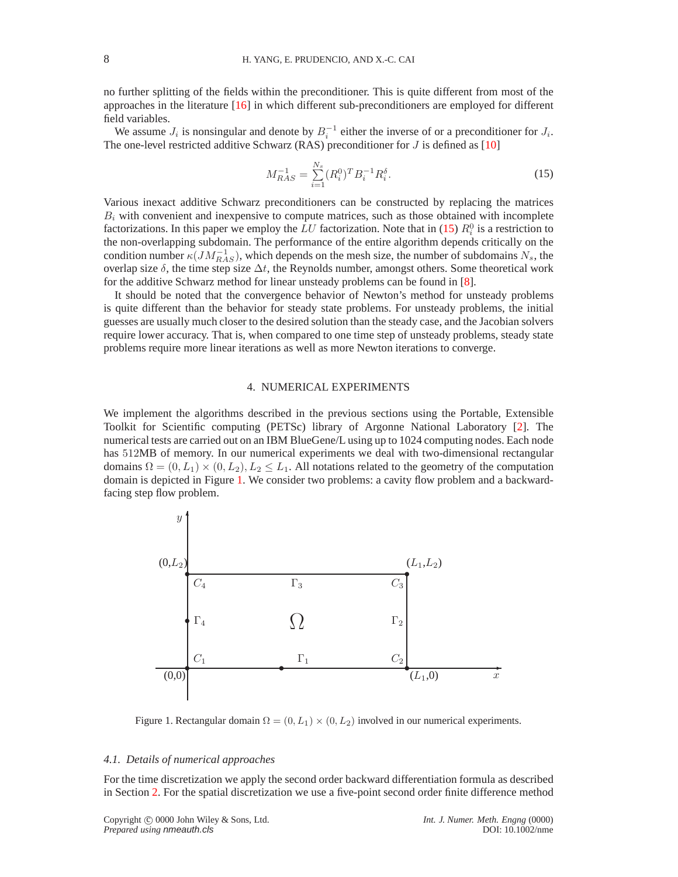no further splitting of the fields within the preconditioner. This is quite different from most of the approaches in the literature [16] in which different sub-preconditioners are employed for different field variables.

We assume $J_i$ is nonsingular and denote by $B_i^{-1}$ either the inverse of or a preconditioner for $J_i$. The one-level restricted additive Schwarz (RAS) preconditioner for $J$ is defined as [10]

$$M_{RAS}^{-1} = \sum_{i=1}^{N_s} (R_i^0)^T B_i^{-1} R_i^\delta. \tag{15}$$

Various inexact additive Schwarz preconditioners can be constructed by replacing the matrices $B_i$ with convenient and inexpensive to compute matrices, such as those obtained with incomplete factorizations. In this paper we employ the $LU$ factorization. Note that in (15) $R_i^0$ is a restriction to the non-overlapping subdomain. The performance of the entire algorithm depends critically on the condition number $\kappa(JM_{RAS}^{-1})$, which depends on the mesh size, the number of subdomains $N_s$, the overlap size $\delta$, the time step size $\Delta t$, the Reynolds number, amongst others. Some theoretical work for the additive Schwarz method for linear unsteady problems can be found in [8].

It should be noted that the convergence behavior of Newton's method for unsteady problems is quite different than the behavior for steady state problems. For unsteady problems, the initial guesses are usually much closer to the desired solution than the steady case, and the Jacobian solvers require lower accuracy. That is, when compared to one time step of unsteady problems, steady state problems require more linear iterations as well as more Newton iterations to converge.

## 4. NUMERICAL EXPERIMENTS

We implement the algorithms described in the previous sections using the Portable, Extensible Toolkit for Scientific computing (PETSc) library of Argonne National Laboratory [2]. The numerical tests are carried out on an IBM BlueGene/L using up to 1024 computing nodes. Each node has 512MB of memory. In our numerical experiments we deal with two-dimensional rectangular domains $\Omega = (0, L_1) \times (0, L_2), L_2 \leq L_1$. All notations related to the geometry of the computation domain is depicted in Figure 1. We consider two problems: a cavity flow problem and a backward-facing step flow problem.

Figure 1. Rectangular domain $\Omega = (0, L_1) \times (0, L_2)$ involved in our numerical experiments.

### 4.1. *Details of numerical approaches*

For the time discretization we apply the second order backward differentiation formula as described in Section 2. For the spatial discretization we use a five-point second order finite difference method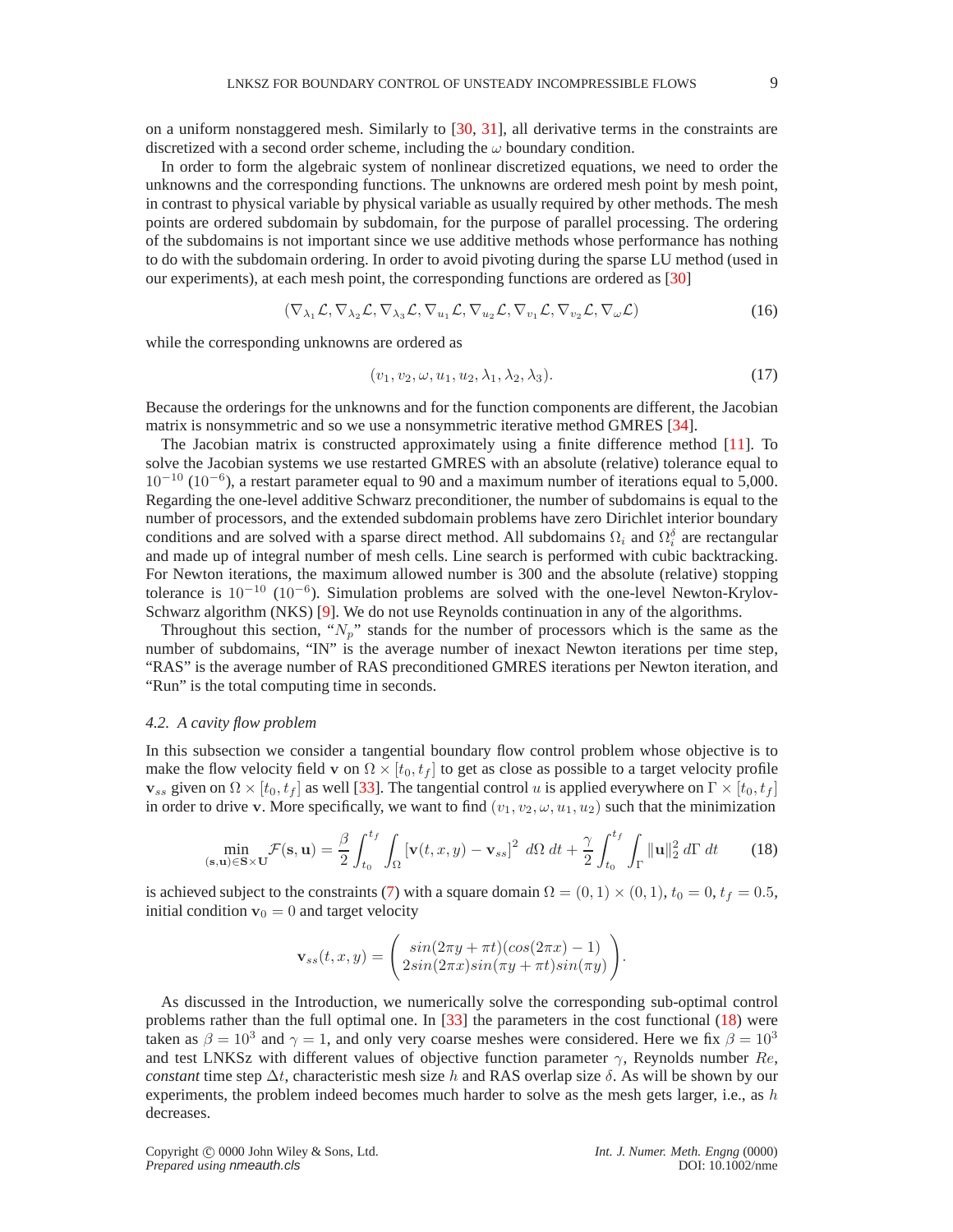on a uniform nonstaggered mesh. Similarly to [30, 31], all derivative terms in the constraints are discretized with a second order scheme, including the $\omega$ boundary condition.

In order to form the algebraic system of nonlinear discretized equations, we need to order the unknowns and the corresponding functions. The unknowns are ordered mesh point by mesh point, in contrast to physical variable by physical variable as usually required by other methods. The mesh points are ordered subdomain by subdomain, for the purpose of parallel processing. The ordering of the subdomains is not important since we use additive methods whose performance has nothing to do with the subdomain ordering. In order to avoid pivoting during the sparse LU method (used in our experiments), at each mesh point, the corresponding functions are ordered as [30]

$$(\nabla_{\lambda_1}\mathcal{L}, \nabla_{\lambda_2}\mathcal{L}, \nabla_{\lambda_3}\mathcal{L}, \nabla_{u_1}\mathcal{L}, \nabla_{u_2}\mathcal{L}, \nabla_{v_1}\mathcal{L}, \nabla_{v_2}\mathcal{L}, \nabla_{\omega}\mathcal{L}) \tag{16}$$

while the corresponding unknowns are ordered as

$$(v_1, v_2, \omega, u_1, u_2, \lambda_1, \lambda_2, \lambda_3). \tag{17}$$

Because the orderings for the unknowns and for the function components are different, the Jacobian matrix is nonsymmetric and so we use a nonsymmetric iterative method GMRES [34].

The Jacobian matrix is constructed approximately using a finite difference method [11]. To solve the Jacobian systems we use restarted GMRES with an absolute (relative) tolerance equal to $10^{-10}$ ($10^{-6}$), a restart parameter equal to 90 and a maximum number of iterations equal to 5,000. Regarding the one-level additive Schwarz preconditioner, the number of subdomains is equal to the number of processors, and the extended subdomain problems have zero Dirichlet interior boundary conditions and are solved with a sparse direct method. All subdomains $\Omega_i$ and $\Omega_i^\delta$ are rectangular and made up of integral number of mesh cells. Line search is performed with cubic backtracking. For Newton iterations, the maximum allowed number is 300 and the absolute (relative) stopping tolerance is $10^{-10}$ ($10^{-6}$). Simulation problems are solved with the one-level Newton-Krylov-Schwarz algorithm (NKS) [9]. We do not use Reynolds continuation in any of the algorithms.

Throughout this section, "$N_p$" stands for the number of processors which is the same as the number of subdomains, "IN" is the average number of inexact Newton iterations per time step, "RAS" is the average number of RAS preconditioned GMRES iterations per Newton iteration, and "Run" is the total computing time in seconds.

### *4.2. A cavity flow problem*

In this subsection we consider a tangential boundary flow control problem whose objective is to make the flow velocity field $\mathbf{v}$ on $\Omega \times [t_0, t_f]$ to get as close as possible to a target velocity profile $\mathbf{v}_{ss}$ given on $\Omega \times [t_0, t_f]$ as well [33]. The tangential control $u$ is applied everywhere on $\Gamma \times [t_0, t_f]$ in order to drive $\mathbf{v}$. More specifically, we want to find $(v_1, v_2, \omega, u_1, u_2)$ such that the minimization

$$\min_{(\mathbf{s},\mathbf{u})\in \mathbf{S}\times\mathbf{U}} \mathcal{F}(\mathbf{s}, \mathbf{u}) = \frac{\beta}{2}\int_{t_0}^{t_f}\int_{\Omega} [\mathbf{v}(t,x,y) - \mathbf{v}_{ss}]^2 \; d\Omega \; dt + \frac{\gamma}{2}\int_{t_0}^{t_f}\int_{\Gamma} \|\mathbf{u}\|_2^2 \, d\Gamma \; dt \tag{18}$$

is achieved subject to the constraints (7) with a square domain $\Omega = (0,1)\times(0,1)$, $t_0 = 0$, $t_f = 0.5$, initial condition $\mathbf{v}_0 = 0$ and target velocity

$$\mathbf{v}_{ss}(t,x,y) = \begin{pmatrix} sin(2\pi y + \pi t)(cos(2\pi x) - 1) \\ 2sin(2\pi x)sin(\pi y + \pi t)sin(\pi y) \end{pmatrix}.$$

As discussed in the Introduction, we numerically solve the corresponding sub-optimal control problems rather than the full optimal one. In [33] the parameters in the cost functional (18) were taken as $\beta = 10^3$ and $\gamma = 1$, and only very coarse meshes were considered. Here we fix $\beta = 10^3$ and test LNKSz with different values of objective function parameter $\gamma$, Reynolds number $Re$, *constant* time step $\Delta t$, characteristic mesh size $h$ and RAS overlap size $\delta$. As will be shown by our experiments, the problem indeed becomes much harder to solve as the mesh gets larger, i.e., as $h$ decreases.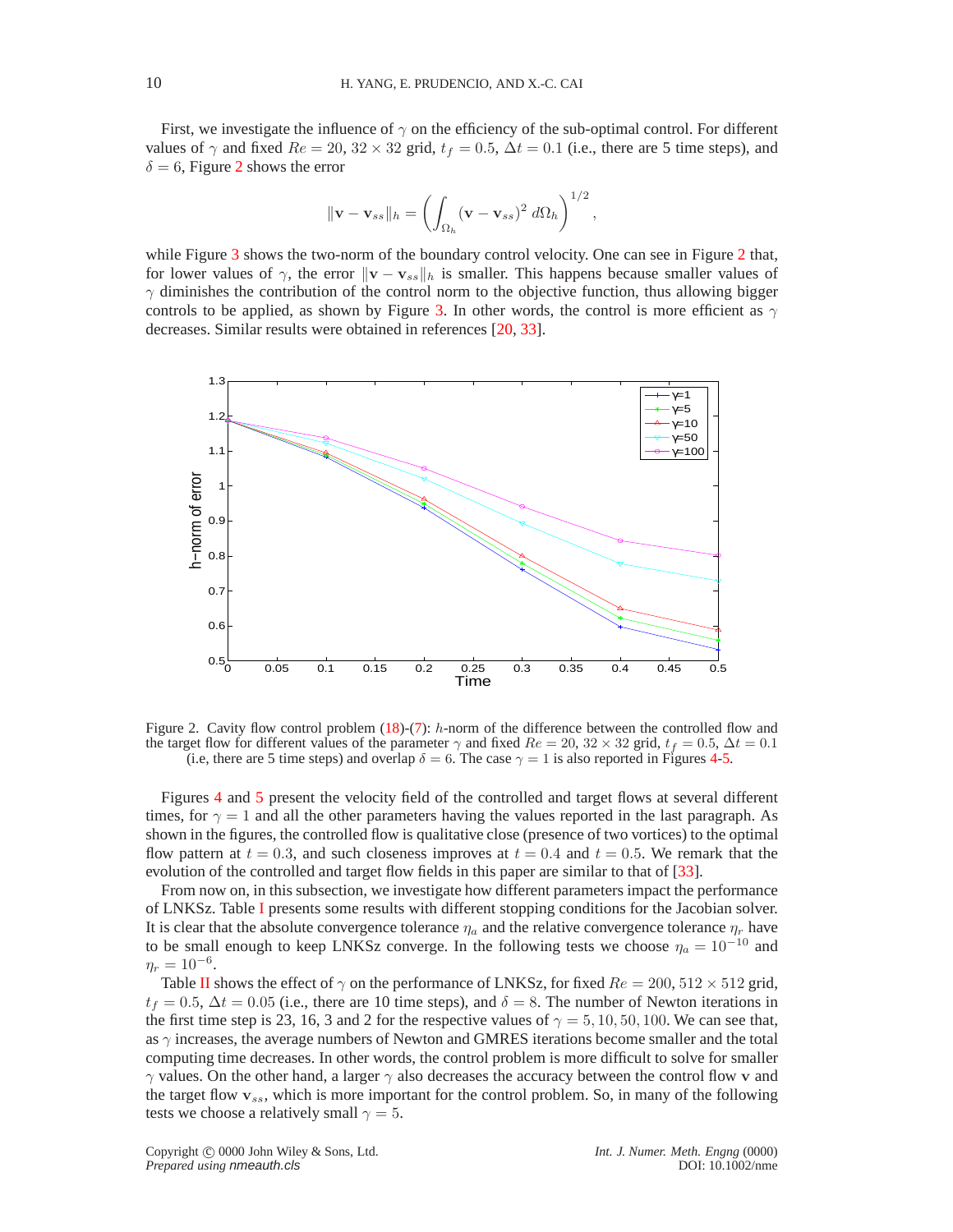First, we investigate the influence of $\gamma$ on the efficiency of the sub-optimal control. For different values of $\gamma$ and fixed $Re = 20$, $32 \times 32$ grid, $t_f = 0.5$, $\Delta t = 0.1$ (i.e., there are 5 time steps), and $\delta = 6$, Figure 2 shows the error

$$\|\mathbf{v} - \mathbf{v}_{ss}\|_h = \left( \int_{\Omega_h} (\mathbf{v} - \mathbf{v}_{ss})^2 \, d\Omega_h \right)^{1/2},$$

while Figure 3 shows the two-norm of the boundary control velocity. One can see in Figure 2 that, for lower values of $\gamma$, the error $\|\mathbf{v} - \mathbf{v}_{ss}\|_h$ is smaller. This happens because smaller values of $\gamma$ diminishes the contribution of the control norm to the objective function, thus allowing bigger controls to be applied, as shown by Figure 3. In other words, the control is more efficient as $\gamma$ decreases. Similar results were obtained in references [20, 33].

Figure 2. Cavity flow control problem (18)-(7): $h$-norm of the difference between the controlled flow and the target flow for different values of the parameter $\gamma$ and fixed $Re = 20$, $32 \times 32$ grid, $t_f = 0.5$, $\Delta t = 0.1$ (i.e, there are 5 time steps) and overlap $\delta = 6$. The case $\gamma = 1$ is also reported in Figures 4-5.

Figures 4 and 5 present the velocity field of the controlled and target flows at several different times, for $\gamma = 1$ and all the other parameters having the values reported in the last paragraph. As shown in the figures, the controlled flow is qualitative close (presence of two vortices) to the optimal flow pattern at $t = 0.3$, and such closeness improves at $t = 0.4$ and $t = 0.5$. We remark that the evolution of the controlled and target flow fields in this paper are similar to that of [33].

From now on, in this subsection, we investigate how different parameters impact the performance of LNKSz. Table I presents some results with different stopping conditions for the Jacobian solver. It is clear that the absolute convergence tolerance $\eta_a$ and the relative convergence tolerance $\eta_r$ have to be small enough to keep LNKSz converge. In the following tests we choose $\eta_a = 10^{-10}$ and $\eta_r = 10^{-6}$.

Table II shows the effect of $\gamma$ on the performance of LNKSz, for fixed $Re = 200$, $512 \times 512$ grid, $t_f = 0.5$, $\Delta t = 0.05$ (i.e., there are 10 time steps), and $\delta = 8$. The number of Newton iterations in the first time step is 23, 16, 3 and 2 for the respective values of $\gamma = 5, 10, 50, 100$. We can see that, as $\gamma$ increases, the average numbers of Newton and GMRES iterations become smaller and the total computing time decreases. In other words, the control problem is more difficult to solve for smaller $\gamma$ values. On the other hand, a larger $\gamma$ also decreases the accuracy between the control flow $\mathbf{v}$ and the target flow $\mathbf{v}_{ss}$, which is more important for the control problem. So, in many of the following tests we choose a relatively small $\gamma = 5$.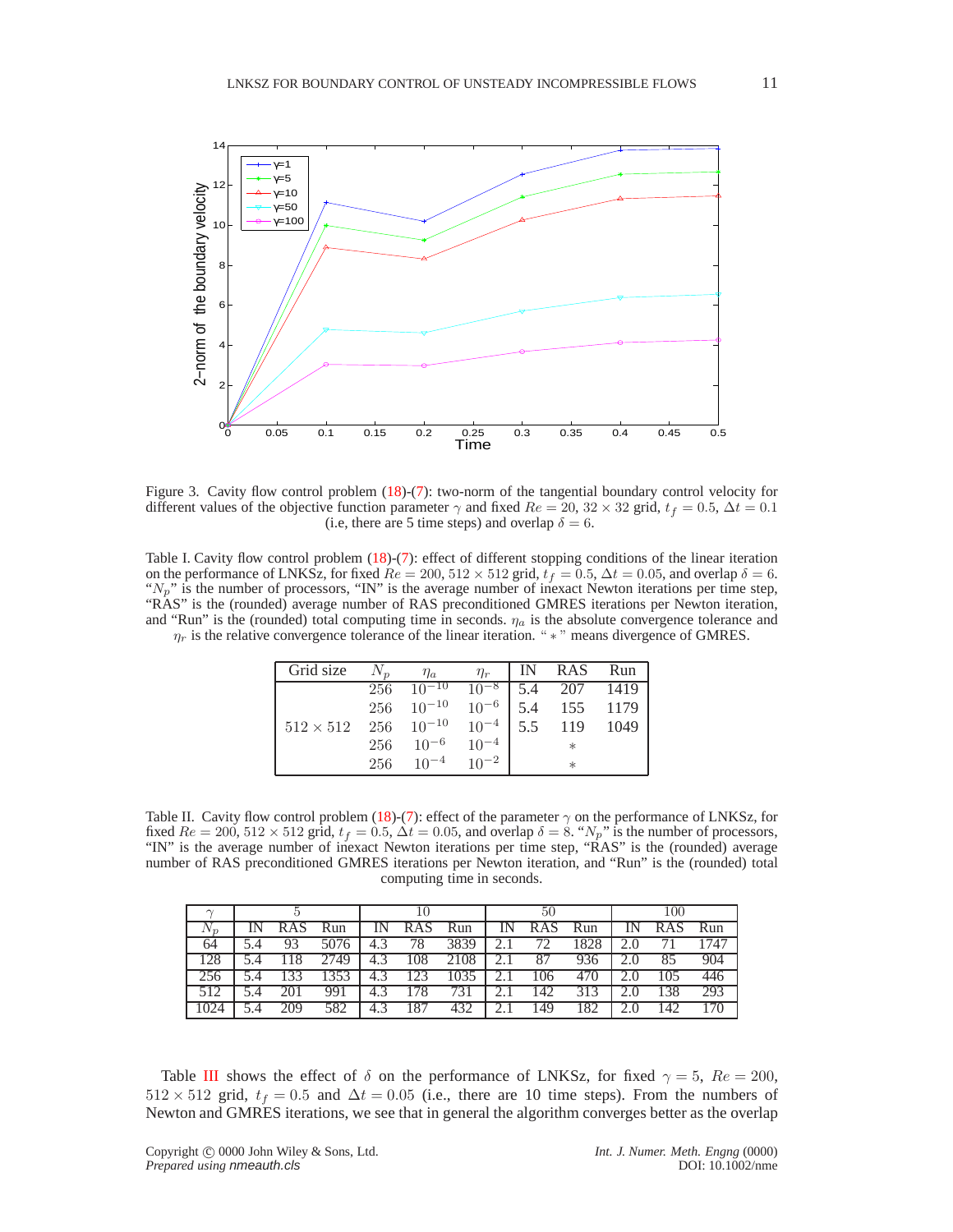Figure 3. Cavity flow control problem (18)-(7): two-norm of the tangential boundary control velocity for different values of the objective function parameter $\gamma$ and fixed $Re = 20$, $32 \times 32$ grid, $t_f = 0.5$, $\Delta t = 0.1$ (i.e, there are 5 time steps) and overlap $\delta = 6$.

Table I. Cavity flow control problem (18)-(7): effect of different stopping conditions of the linear iteration on the performance of LNKSz, for fixed $Re = 200$, $512 \times 512$ grid, $t_f = 0.5$, $\Delta t = 0.05$, and overlap $\delta = 6$. "$N_p$" is the number of processors, "IN" is the average number of inexact Newton iterations per time step, "RAS" is the (rounded) average number of RAS preconditioned GMRES iterations per Newton iteration, and "Run" is the (rounded) total computing time in seconds. $\eta_a$ is the absolute convergence tolerance and $\eta_r$ is the relative convergence tolerance of the linear iteration. " $*$ " means divergence of GMRES.

| Grid size | $N_p$ | $\eta_a$ | $\eta_r$ | IN | RAS | Run |
|---|---|---|---|---|---|---|
| $512 \times 512$ | 256 | $10^{-10}$ | $10^{-8}$ | 5.4 | 207 | 1419 |
| | 256 | $10^{-10}$ | $10^{-6}$ | 5.4 | 155 | 1179 |
| | 256 | $10^{-10}$ | $10^{-4}$ | 5.5 | 119 | 1049 |
| | 256 | $10^{-6}$ | $10^{-4}$ | | $*$ | |
| | 256 | $10^{-4}$ | $10^{-2}$ | | $*$ | |

Table II. Cavity flow control problem (18)-(7): effect of the parameter $\gamma$ on the performance of LNKSz, for fixed $Re = 200$, $512 \times 512$ grid, $t_f = 0.5$, $\Delta t = 0.05$, and overlap $\delta = 8$. "$N_p$" is the number of processors, "IN" is the average number of inexact Newton iterations per time step, "RAS" is the (rounded) average number of RAS preconditioned GMRES iterations per Newton iteration, and "Run" is the (rounded) total computing time in seconds.

| $\gamma$ | 5 | | | 10 | | | 50 | | | 100 | | |
|---|---|---|---|---|---|---|---|---|---|---|---|---|
| $N_p$ | IN | RAS | Run | IN | RAS | Run | IN | RAS | Run | IN | RAS | Run |
| 64 | 5.4 | 93 | 5076 | 4.3 | 78 | 3839 | 2.1 | 72 | 1828 | 2.0 | 71 | 1747 |
| 128 | 5.4 | 118 | 2749 | 4.3 | 108 | 2108 | 2.1 | 87 | 936 | 2.0 | 85 | 904 |
| 256 | 5.4 | 133 | 1353 | 4.3 | 123 | 1035 | 2.1 | 106 | 470 | 2.0 | 105 | 446 |
| 512 | 5.4 | 201 | 991 | 4.3 | 178 | 731 | 2.1 | 142 | 313 | 2.0 | 138 | 293 |
| 1024 | 5.4 | 209 | 582 | 4.3 | 187 | 432 | 2.1 | 149 | 182 | 2.0 | 142 | 170 |

Table III shows the effect of $\delta$ on the performance of LNKSz, for fixed $\gamma = 5$, $Re = 200$, $512 \times 512$ grid, $t_f = 0.5$ and $\Delta t = 0.05$ (i.e., there are 10 time steps). From the numbers of Newton and GMRES iterations, we see that in general the algorithm converges better as the overlap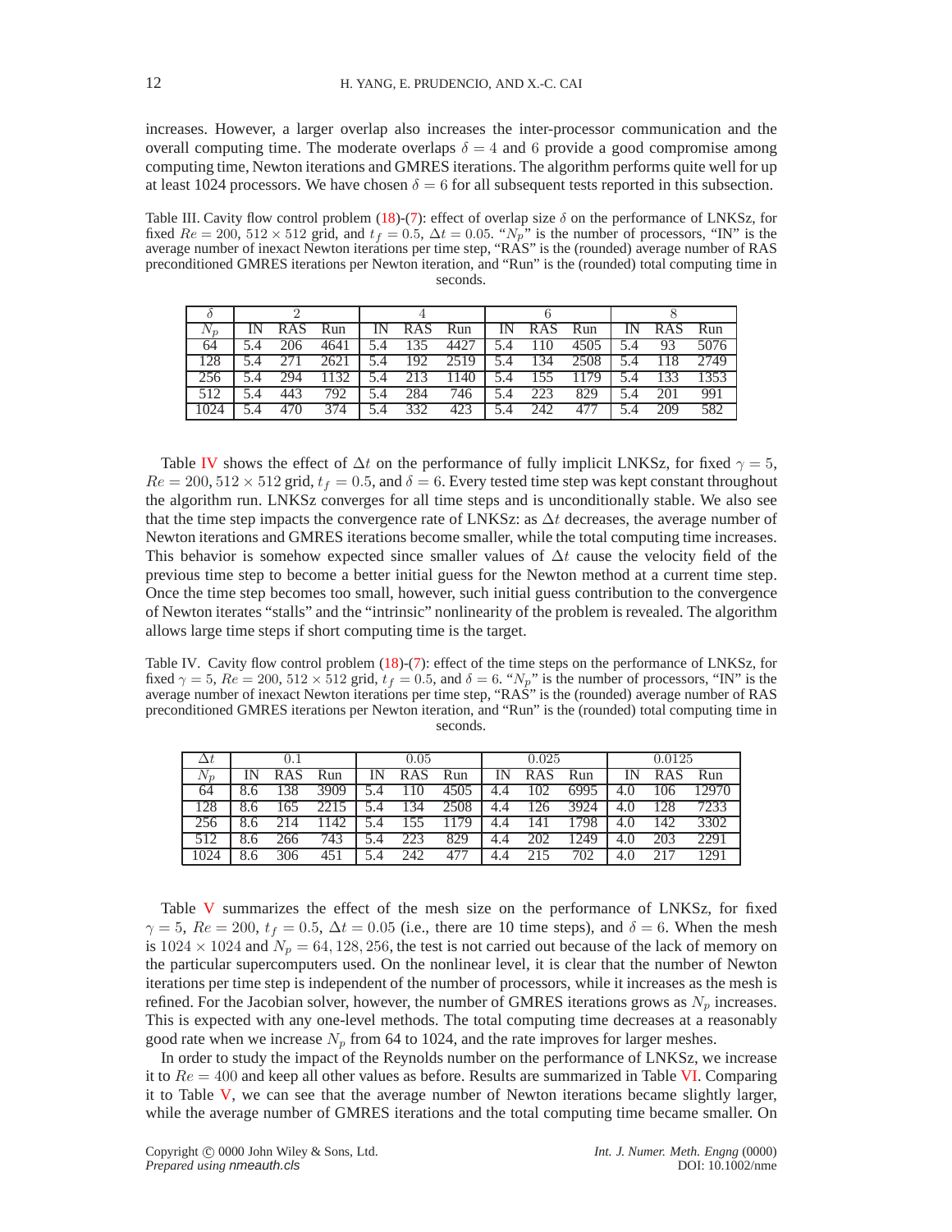increases. However, a larger overlap also increases the inter-processor communication and the overall computing time. The moderate overlaps $\delta = 4$ and $6$ provide a good compromise among computing time, Newton iterations and GMRES iterations. The algorithm performs quite well for up at least 1024 processors. We have chosen $\delta = 6$ for all subsequent tests reported in this subsection.

Table III. Cavity flow control problem (18)-(7): effect of overlap size $\delta$ on the performance of LNKSz, for fixed $Re = 200$, $512 \times 512$ grid, and $t_f = 0.5$, $\Delta t = 0.05$. "$N_p$" is the number of processors, "IN" is the average number of inexact Newton iterations per time step, "RAS" is the (rounded) average number of RAS preconditioned GMRES iterations per Newton iteration, and "Run" is the (rounded) total computing time in seconds.

| $\delta$ | 2 | | | 4 | | | 6 | | | 8 | | |
|---|---|---|---|---|---|---|---|---|---|---|---|---|
| $N_p$ | IN | RAS | Run | IN | RAS | Run | IN | RAS | Run | IN | RAS | Run |
| 64 | 5.4 | 206 | 4641 | 5.4 | 135 | 4427 | 5.4 | 110 | 4505 | 5.4 | 93 | 5076 |
| 128 | 5.4 | 271 | 2621 | 5.4 | 192 | 2519 | 5.4 | 134 | 2508 | 5.4 | 118 | 2749 |
| 256 | 5.4 | 294 | 1132 | 5.4 | 213 | 1140 | 5.4 | 155 | 1179 | 5.4 | 133 | 1353 |
| 512 | 5.4 | 443 | 792 | 5.4 | 284 | 746 | 5.4 | 223 | 829 | 5.4 | 201 | 991 |
| 1024 | 5.4 | 470 | 374 | 5.4 | 332 | 423 | 5.4 | 242 | 477 | 5.4 | 209 | 582 |

Table IV shows the effect of $\Delta t$ on the performance of fully implicit LNKSz, for fixed $\gamma = 5$, $Re = 200$, $512 \times 512$ grid, $t_f = 0.5$, and $\delta = 6$. Every tested time step was kept constant throughout the algorithm run. LNKSz converges for all time steps and is unconditionally stable. We also see that the time step impacts the convergence rate of LNKSz: as $\Delta t$ decreases, the average number of Newton iterations and GMRES iterations become smaller, while the total computing time increases. This behavior is somehow expected since smaller values of $\Delta t$ cause the velocity field of the previous time step to become a better initial guess for the Newton method at a current time step. Once the time step becomes too small, however, such initial guess contribution to the convergence of Newton iterates "stalls" and the "intrinsic" nonlinearity of the problem is revealed. The algorithm allows large time steps if short computing time is the target.

Table IV. Cavity flow control problem (18)-(7): effect of the time steps on the performance of LNKSz, for fixed $\gamma = 5$, $Re = 200$, $512 \times 512$ grid, $t_f = 0.5$, and $\delta = 6$. "$N_p$" is the number of processors, "IN" is the average number of inexact Newton iterations per time step, "RAS" is the (rounded) average number of RAS preconditioned GMRES iterations per Newton iteration, and "Run" is the (rounded) total computing time in seconds.

| $\Delta t$ | 0.1 | | | 0.05 | | | 0.025 | | | 0.0125 | | |
|---|---|---|---|---|---|---|---|---|---|---|---|---|
| $N_p$ | IN | RAS | Run | IN | RAS | Run | IN | RAS | Run | IN | RAS | Run |
| 64 | 8.6 | 138 | 3909 | 5.4 | 110 | 4505 | 4.4 | 102 | 6995 | 4.0 | 106 | 12970 |
| 128 | 8.6 | 165 | 2215 | 5.4 | 134 | 2508 | 4.4 | 126 | 3924 | 4.0 | 128 | 7233 |
| 256 | 8.6 | 214 | 1142 | 5.4 | 155 | 1179 | 4.4 | 141 | 1798 | 4.0 | 142 | 3302 |
| 512 | 8.6 | 266 | 743 | 5.4 | 223 | 829 | 4.4 | 202 | 1249 | 4.0 | 203 | 2291 |
| 1024 | 8.6 | 306 | 451 | 5.4 | 242 | 477 | 4.4 | 215 | 702 | 4.0 | 217 | 1291 |

Table V summarizes the effect of the mesh size on the performance of LNKSz, for fixed $\gamma = 5$, $Re = 200$, $t_f = 0.5$, $\Delta t = 0.05$ (i.e., there are 10 time steps), and $\delta = 6$. When the mesh is $1024 \times 1024$ and $N_p = 64, 128, 256$, the test is not carried out because of the lack of memory on the particular supercomputers used. On the nonlinear level, it is clear that the number of Newton iterations per time step is independent of the number of processors, while it increases as the mesh is refined. For the Jacobian solver, however, the number of GMRES iterations grows as $N_p$ increases. This is expected with any one-level methods. The total computing time decreases at a reasonably good rate when we increase $N_p$ from 64 to 1024, and the rate improves for larger meshes.

In order to study the impact of the Reynolds number on the performance of LNKSz, we increase it to $Re = 400$ and keep all other values as before. Results are summarized in Table VI. Comparing it to Table V, we can see that the average number of Newton iterations became slightly larger, while the average number of GMRES iterations and the total computing time became smaller. On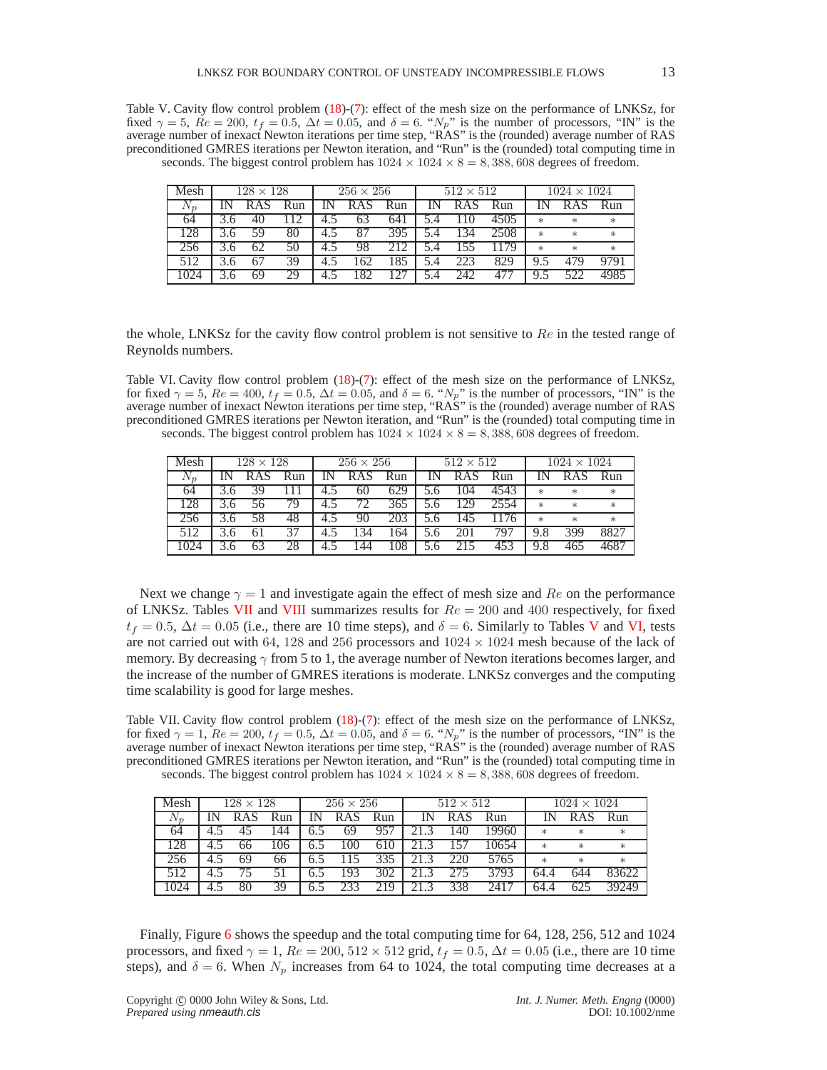Table V. Cavity flow control problem (18)-(7): effect of the mesh size on the performance of LNKSz, for fixed $\gamma = 5$, $Re = 200$, $t_f = 0.5$, $\Delta t = 0.05$, and $\delta = 6$. "$N_p$" is the number of processors, "IN" is the average number of inexact Newton iterations per time step, "RAS" is the (rounded) average number of RAS preconditioned GMRES iterations per Newton iteration, and "Run" is the (rounded) total computing time in seconds. The biggest control problem has $1024 \times 1024 \times 8 = 8,388,608$ degrees of freedom.

| Mesh | $128 \times 128$ | | | $256 \times 256$ | | | $512 \times 512$ | | | $1024 \times 1024$ | | |
|---|---|---|---|---|---|---|---|---|---|---|---|---|
| $N_p$ | IN | RAS | Run | IN | RAS | Run | IN | RAS | Run | IN | RAS | Run |
| 64 | 3.6 | 40 | 112 | 4.5 | 63 | 641 | 5.4 | 110 | 4505 | * | * | * |
| 128 | 3.6 | 59 | 80 | 4.5 | 87 | 395 | 5.4 | 134 | 2508 | * | * | * |
| 256 | 3.6 | 62 | 50 | 4.5 | 98 | 212 | 5.4 | 155 | 1179 | * | * | * |
| 512 | 3.6 | 67 | 39 | 4.5 | 162 | 185 | 5.4 | 223 | 829 | 9.5 | 479 | 9791 |
| 1024 | 3.6 | 69 | 29 | 4.5 | 182 | 127 | 5.4 | 242 | 477 | 9.5 | 522 | 4985 |

the whole, LNKSz for the cavity flow control problem is not sensitive to $Re$ in the tested range of Reynolds numbers.

Table VI. Cavity flow control problem (18)-(7): effect of the mesh size on the performance of LNKSz, for fixed $\gamma = 5$, $Re = 400$, $t_f = 0.5$, $\Delta t = 0.05$, and $\delta = 6$. "$N_p$" is the number of processors, "IN" is the average number of inexact Newton iterations per time step, "RAS" is the (rounded) average number of RAS preconditioned GMRES iterations per Newton iteration, and "Run" is the (rounded) total computing time in seconds. The biggest control problem has $1024 \times 1024 \times 8 = 8,388,608$ degrees of freedom.

| Mesh | $128 \times 128$ | | | $256 \times 256$ | | | $512 \times 512$ | | | $1024 \times 1024$ | | |
|---|---|---|---|---|---|---|---|---|---|---|---|---|
| $N_p$ | IN | RAS | Run | IN | RAS | Run | IN | RAS | Run | IN | RAS | Run |
| 64 | 3.6 | 39 | 111 | 4.5 | 60 | 629 | 5.6 | 104 | 4543 | * | * | * |
| 128 | 3.6 | 56 | 79 | 4.5 | 72 | 365 | 5.6 | 129 | 2554 | * | * | * |
| 256 | 3.6 | 58 | 48 | 4.5 | 90 | 203 | 5.6 | 145 | 1176 | * | * | * |
| 512 | 3.6 | 61 | 37 | 4.5 | 134 | 164 | 5.6 | 201 | 797 | 9.8 | 399 | 8827 |
| 1024 | 3.6 | 63 | 28 | 4.5 | 144 | 108 | 5.6 | 215 | 453 | 9.8 | 465 | 4687 |

Next we change $\gamma = 1$ and investigate again the effect of mesh size and $Re$ on the performance of LNKSz. Tables VII and VIII summarizes results for $Re = 200$ and $400$ respectively, for fixed $t_f = 0.5$, $\Delta t = 0.05$ (i.e., there are 10 time steps), and $\delta = 6$. Similarly to Tables V and VI, tests are not carried out with 64, 128 and 256 processors and $1024 \times 1024$ mesh because of the lack of memory. By decreasing $\gamma$ from 5 to 1, the average number of Newton iterations becomes larger, and the increase of the number of GMRES iterations is moderate. LNKSz converges and the computing time scalability is good for large meshes.

Table VII. Cavity flow control problem (18)-(7): effect of the mesh size on the performance of LNKSz, for fixed $\gamma = 1$, $Re = 200$, $t_f = 0.5$, $\Delta t = 0.05$, and $\delta = 6$. "$N_p$" is the number of processors, "IN" is the average number of inexact Newton iterations per time step, "RAS" is the (rounded) average number of RAS preconditioned GMRES iterations per Newton iteration, and "Run" is the (rounded) total computing time in seconds. The biggest control problem has $1024 \times 1024 \times 8 = 8,388,608$ degrees of freedom.

| Mesh | $128 \times 128$ | | | $256 \times 256$ | | | $512 \times 512$ | | | $1024 \times 1024$ | | |
|---|---|---|---|---|---|---|---|---|---|---|---|---|
| $N_p$ | IN | RAS | Run | IN | RAS | Run | IN | RAS | Run | IN | RAS | Run |
| 64 | 4.5 | 45 | 144 | 6.5 | 69 | 957 | 21.3 | 140 | 19960 | * | * | * |
| 128 | 4.5 | 66 | 106 | 6.5 | 100 | 610 | 21.3 | 157 | 10654 | * | * | * |
| 256 | 4.5 | 69 | 66 | 6.5 | 115 | 335 | 21.3 | 220 | 5765 | * | * | * |
| 512 | 4.5 | 75 | 51 | 6.5 | 193 | 302 | 21.3 | 275 | 3793 | 64.4 | 644 | 83622 |
| 1024 | 4.5 | 80 | 39 | 6.5 | 233 | 219 | 21.3 | 338 | 2417 | 64.4 | 625 | 39249 |

Finally, Figure 6 shows the speedup and the total computing time for 64, 128, 256, 512 and 1024 processors, and fixed $\gamma = 1$, $Re = 200$, $512 \times 512$ grid, $t_f = 0.5$, $\Delta t = 0.05$ (i.e., there are 10 time steps), and $\delta = 6$. When $N_p$ increases from 64 to 1024, the total computing time decreases at a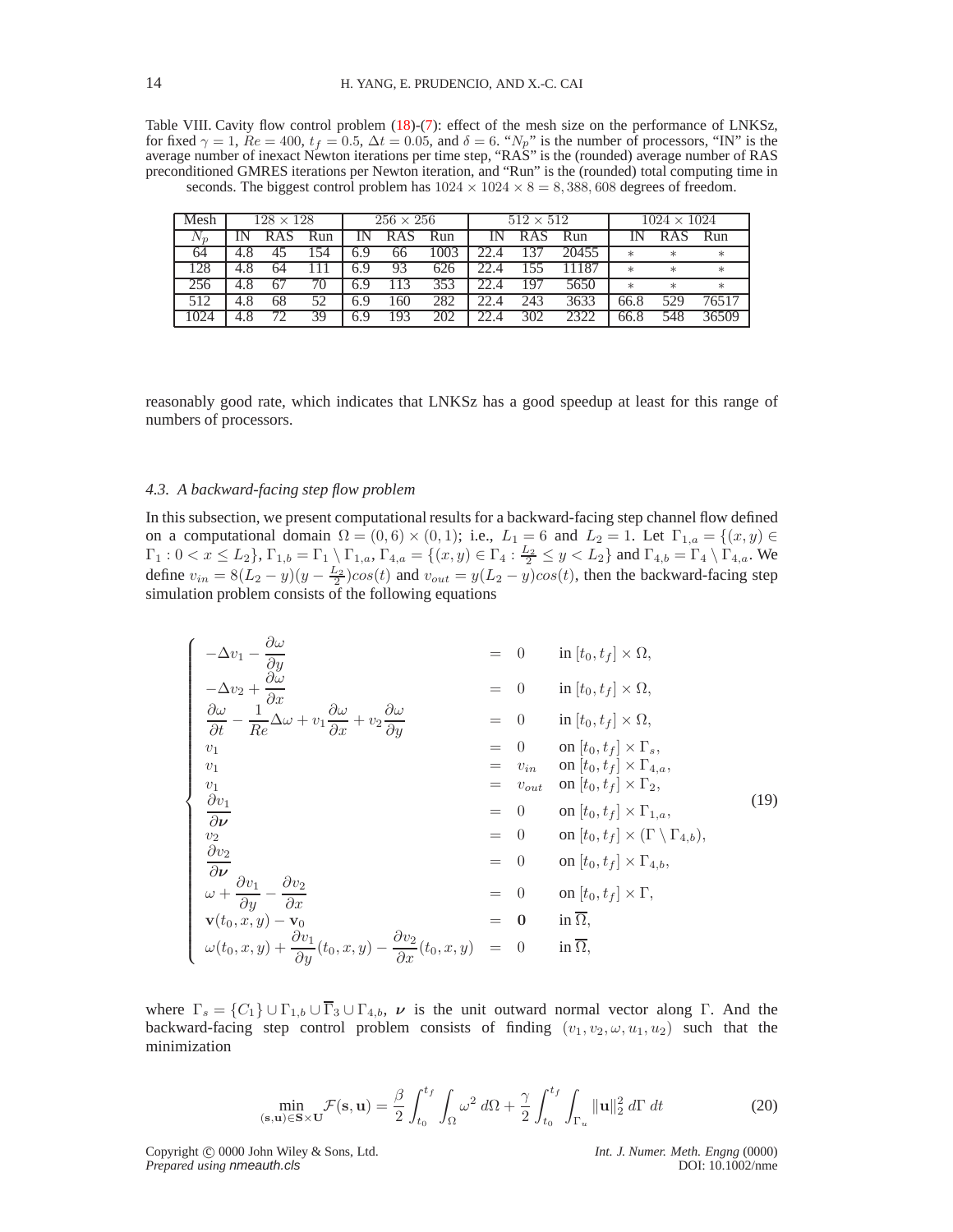Table VIII. Cavity flow control problem (18)-(7): effect of the mesh size on the performance of LNKSz, for fixed $\gamma = 1$, $Re = 400$, $t_f = 0.5$, $\Delta t = 0.05$, and $\delta = 6$. "$N_p$" is the number of processors, "IN" is the average number of inexact Newton iterations per time step, "RAS" is the (rounded) average number of RAS preconditioned GMRES iterations per Newton iteration, and "Run" is the (rounded) total computing time in seconds. The biggest control problem has $1024 \times 1024 \times 8 = 8,388,608$ degrees of freedom.

| Mesh | $128 \times 128$ | | | $256 \times 256$ | | | $512 \times 512$ | | | $1024 \times 1024$ | | |
|---|---|---|---|---|---|---|---|---|---|---|---|---|
| $N_p$ | IN | RAS | Run | IN | RAS | Run | IN | RAS | Run | IN | RAS | Run |
| 64 | 4.8 | 45 | 154 | 6.9 | 66 | 1003 | 22.4 | 137 | 20455 | $*$ | $*$ | $*$ |
| 128 | 4.8 | 64 | 111 | 6.9 | 93 | 626 | 22.4 | 155 | 11187 | $*$ | $*$ | $*$ |
| 256 | 4.8 | 67 | 70 | 6.9 | 113 | 353 | 22.4 | 197 | 5650 | $*$ | $*$ | $*$ |
| 512 | 4.8 | 68 | 52 | 6.9 | 160 | 282 | 22.4 | 243 | 3633 | 66.8 | 529 | 76517 |
| 1024 | 4.8 | 72 | 39 | 6.9 | 193 | 202 | 22.4 | 302 | 2322 | 66.8 | 548 | 36509 |

reasonably good rate, which indicates that LNKSz has a good speedup at least for this range of numbers of processors.

### 4.3. A backward-facing step flow problem

In this subsection, we present computational results for a backward-facing step channel flow defined on a computational domain $\Omega = (0, 6) \times (0, 1)$; i.e., $L_1 = 6$ and $L_2 = 1$. Let $\Gamma_{1,a} = \{(x, y) \in \Gamma_1 : 0 < x \le L_2\}$, $\Gamma_{1,b} = \Gamma_1 \setminus \Gamma_{1,a}$, $\Gamma_{4,a} = \{(x, y) \in \Gamma_4 : \frac{L_2}{2} \le y < L_2\}$ and $\Gamma_{4,b} = \Gamma_4 \setminus \Gamma_{4,a}$. We define $v_{in} = 8(L_2 - y)(y - \frac{L_2}{2})cos(t)$ and $v_{out} = y(L_2 - y)cos(t)$, then the backward-facing step simulation problem consists of the following equations

$$
\begin{cases}
-\Delta v_1 - \dfrac{\partial \omega}{\partial y} = 0 & \text{in } [t_0, t_f] \times \Omega, \\
-\Delta v_2 + \dfrac{\partial \omega}{\partial x} = 0 & \text{in } [t_0, t_f] \times \Omega, \\
\dfrac{\partial \omega}{\partial t} - \dfrac{1}{Re}\Delta \omega + v_1 \dfrac{\partial \omega}{\partial x} + v_2 \dfrac{\partial \omega}{\partial y} = 0 & \text{in } [t_0, t_f] \times \Omega, \\
v_1 = 0 & \text{on } [t_0, t_f] \times \Gamma_s, \\
v_1 = v_{in} & \text{on } [t_0, t_f] \times \Gamma_{4,a}, \\
v_1 = v_{out} & \text{on } [t_0, t_f] \times \Gamma_2, \\
\dfrac{\partial v_1}{\partial \boldsymbol{\nu}} = 0 & \text{on } [t_0, t_f] \times \Gamma_{1,a}, \\
v_2 = 0 & \text{on } [t_0, t_f] \times (\Gamma \setminus \Gamma_{4,b}), \\
\dfrac{\partial v_2}{\partial \boldsymbol{\nu}} = 0 & \text{on } [t_0, t_f] \times \Gamma_{4,b}, \\
\omega + \dfrac{\partial v_1}{\partial y} - \dfrac{\partial v_2}{\partial x} = 0 & \text{on } [t_0, t_f] \times \Gamma, \\
\mathbf{v}(t_0, x, y) - \mathbf{v}_0 = \mathbf{0} & \text{in } \overline{\Omega}, \\
\omega(t_0, x, y) + \dfrac{\partial v_1}{\partial y}(t_0, x, y) - \dfrac{\partial v_2}{\partial x}(t_0, x, y) = 0 & \text{in } \overline{\Omega},
\end{cases}
\tag{19}
$$

where $\Gamma_s = \{C_1\} \cup \Gamma_{1,b} \cup \overline{\Gamma}_3 \cup \Gamma_{4,b}$, $\boldsymbol{\nu}$ is the unit outward normal vector along $\Gamma$. And the backward-facing step control problem consists of finding $(v_1, v_2, \omega, u_1, u_2)$ such that the minimization

$$
\min_{(\mathbf{s},\mathbf{u}) \in \mathbf{S} \times \mathbf{U}} \mathcal{F}(\mathbf{s}, \mathbf{u}) = \frac{\beta}{2} \int_{t_0}^{t_f} \int_{\Omega} \omega^2 \, d\Omega + \frac{\gamma}{2} \int_{t_0}^{t_f} \int_{\Gamma_u} \|\mathbf{u}\|_2^2 \, d\Gamma \, dt \tag{20}
$$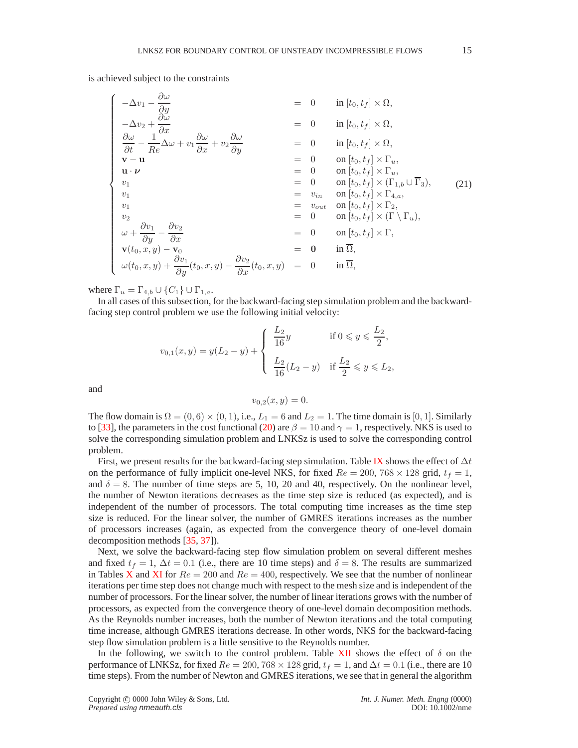is achieved subject to the constraints

$$
\left\{
\begin{array}{lcll}
-\Delta v_1 - \dfrac{\partial \omega}{\partial y} & = & 0 & \text{in } [t_0, t_f] \times \Omega, \\
-\Delta v_2 + \dfrac{\partial \omega}{\partial x} & = & 0 & \text{in } [t_0, t_f] \times \Omega, \\
\dfrac{\partial \omega}{\partial t} - \dfrac{1}{Re}\Delta \omega + v_1 \dfrac{\partial \omega}{\partial x} + v_2 \dfrac{\partial \omega}{\partial y} & = & 0 & \text{in } [t_0, t_f] \times \Omega, \\
\mathbf{v} - \mathbf{u} & = & 0 & \text{on } [t_0, t_f] \times \Gamma_u, \\
\mathbf{u} \cdot \boldsymbol{\nu} & = & 0 & \text{on } [t_0, t_f] \times \Gamma_u, \\
v_1 & = & 0 & \text{on } [t_0, t_f] \times (\Gamma_{1,b} \cup \overline{\Gamma}_3), \\
v_1 & = & v_{in} & \text{on } [t_0, t_f] \times \Gamma_{4,a}, \\
v_1 & = & v_{out} & \text{on } [t_0, t_f] \times \Gamma_2, \\
v_2 & = & 0 & \text{on } [t_0, t_f] \times (\Gamma \setminus \Gamma_u), \\
\omega + \dfrac{\partial v_1}{\partial y} - \dfrac{\partial v_2}{\partial x} & = & 0 & \text{on } [t_0, t_f] \times \Gamma, \\
\mathbf{v}(t_0, x, y) - \mathbf{v}_0 & = & \mathbf{0} & \text{in } \overline{\Omega}, \\
\omega(t_0, x, y) + \dfrac{\partial v_1}{\partial y}(t_0, x, y) - \dfrac{\partial v_2}{\partial x}(t_0, x, y) & = & 0 & \text{in } \overline{\Omega},
\end{array}
\right.
\tag{21}
$$

where $\Gamma_u = \Gamma_{4,b} \cup \{C_1\} \cup \Gamma_{1,a}$.

In all cases of this subsection, for the backward-facing step simulation problem and the backward-facing step control problem we use the following initial velocity:

$$
v_{0,1}(x, y) = y(L_2 - y) + \left\{
\begin{array}{ll}
\dfrac{L_2}{16} y & \text{if } 0 \leqslant y \leqslant \dfrac{L_2}{2}, \\[2ex]
\dfrac{L_2}{16}(L_2 - y) & \text{if } \dfrac{L_2}{2} \leqslant y \leqslant L_2,
\end{array}
\right.
$$

and

$$
v_{0,2}(x, y) = 0.
$$

The flow domain is $\Omega = (0, 6) \times (0, 1)$, i.e., $L_1 = 6$ and $L_2 = 1$. The time domain is $[0, 1]$. Similarly to [33], the parameters in the cost functional (20) are $\beta = 10$ and $\gamma = 1$, respectively. NKS is used to solve the corresponding simulation problem and LNKSz is used to solve the corresponding control problem.

First, we present results for the backward-facing step simulation. Table IX shows the effect of $\Delta t$ on the performance of fully implicit one-level NKS, for fixed $Re = 200$, $768 \times 128$ grid, $t_f = 1$, and $\delta = 8$. The number of time steps are 5, 10, 20 and 40, respectively. On the nonlinear level, the number of Newton iterations decreases as the time step size is reduced (as expected), and is independent of the number of processors. The total computing time increases as the time step size is reduced. For the linear solver, the number of GMRES iterations increases as the number of processors increases (again, as expected from the convergence theory of one-level domain decomposition methods [35, 37]).

Next, we solve the backward-facing step flow simulation problem on several different meshes and fixed $t_f = 1$, $\Delta t = 0.1$ (i.e., there are 10 time steps) and $\delta = 8$. The results are summarized in Tables X and XI for $Re = 200$ and $Re = 400$, respectively. We see that the number of nonlinear iterations per time step does not change much with respect to the mesh size and is independent of the number of processors. For the linear solver, the number of linear iterations grows with the number of processors, as expected from the convergence theory of one-level domain decomposition methods. As the Reynolds number increases, both the number of Newton iterations and the total computing time increase, although GMRES iterations decrease. In other words, NKS for the backward-facing step flow simulation problem is a little sensitive to the Reynolds number.

In the following, we switch to the control problem. Table XII shows the effect of $\delta$ on the performance of LNKSz, for fixed $Re = 200$, $768 \times 128$ grid, $t_f = 1$, and $\Delta t = 0.1$ (i.e., there are 10 time steps). From the number of Newton and GMRES iterations, we see that in general the algorithm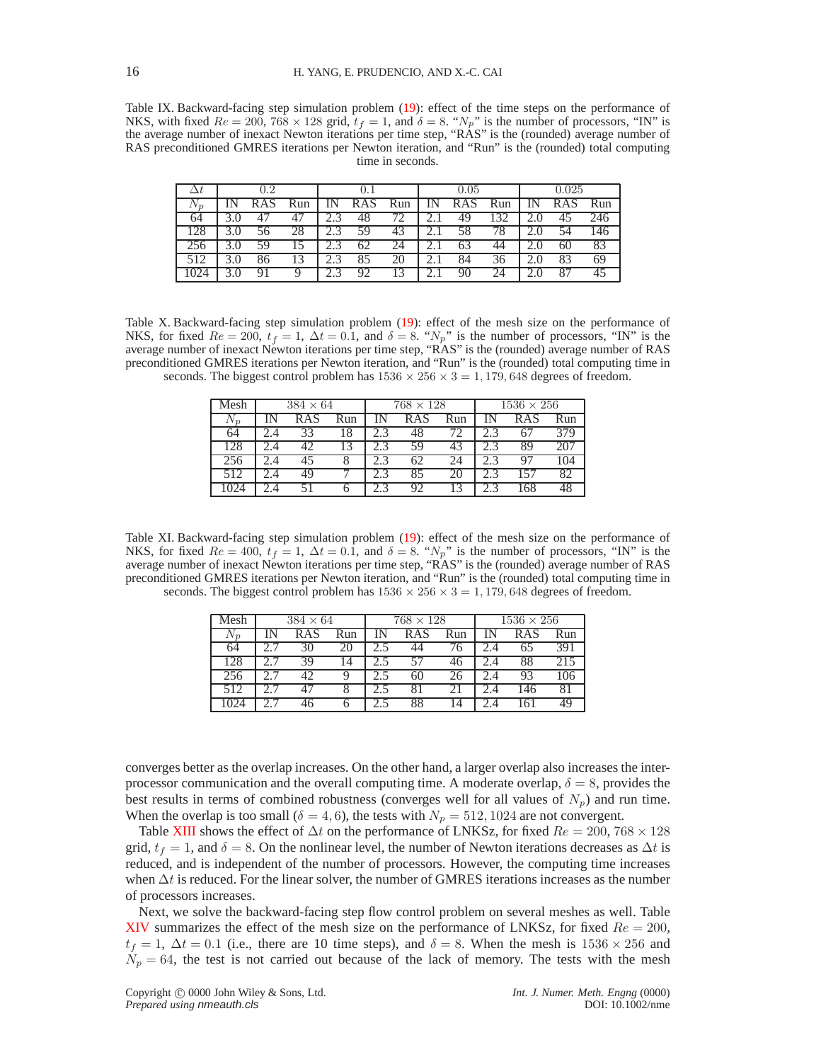Table IX. Backward-facing step simulation problem (19): effect of the time steps on the performance of NKS, with fixed $Re = 200$, $768 \times 128$ grid, $t_f = 1$, and $\delta = 8$. "$N_p$" is the number of processors, "IN" is the average number of inexact Newton iterations per time step, "RAS" is the (rounded) average number of RAS preconditioned GMRES iterations per Newton iteration, and "Run" is the (rounded) total computing time in seconds.

| $\Delta t$ | 0.2 | | | 0.1 | | | 0.05 | | | 0.025 | | |
|---|---|---|---|---|---|---|---|---|---|---|---|---|
| $N_p$ | IN | RAS | Run | IN | RAS | Run | IN | RAS | Run | IN | RAS | Run |
| 64 | 3.0 | 47 | 47 | 2.3 | 48 | 72 | 2.1 | 49 | 132 | 2.0 | 45 | 246 |
| 128 | 3.0 | 56 | 28 | 2.3 | 59 | 43 | 2.1 | 58 | 78 | 2.0 | 54 | 146 |
| 256 | 3.0 | 59 | 15 | 2.3 | 62 | 24 | 2.1 | 63 | 44 | 2.0 | 60 | 83 |
| 512 | 3.0 | 86 | 13 | 2.3 | 85 | 20 | 2.1 | 84 | 36 | 2.0 | 83 | 69 |
| 1024 | 3.0 | 91 | 9 | 2.3 | 92 | 13 | 2.1 | 90 | 24 | 2.0 | 87 | 45 |

Table X. Backward-facing step simulation problem (19): effect of the mesh size on the performance of NKS, for fixed $Re = 200$, $t_f = 1$, $\Delta t = 0.1$, and $\delta = 8$. "$N_p$" is the number of processors, "IN" is the average number of inexact Newton iterations per time step, "RAS" is the (rounded) average number of RAS preconditioned GMRES iterations per Newton iteration, and "Run" is the (rounded) total computing time in seconds. The biggest control problem has $1536 \times 256 \times 3 = 1,179,648$ degrees of freedom.

| Mesh | $384 \times 64$ | | | $768 \times 128$ | | | $1536 \times 256$ | | |
|---|---|---|---|---|---|---|---|---|---|
| $N_p$ | IN | RAS | Run | IN | RAS | Run | IN | RAS | Run |
| 64 | 2.4 | 33 | 18 | 2.3 | 48 | 72 | 2.3 | 67 | 379 |
| 128 | 2.4 | 42 | 13 | 2.3 | 59 | 43 | 2.3 | 89 | 207 |
| 256 | 2.4 | 45 | 8 | 2.3 | 62 | 24 | 2.3 | 97 | 104 |
| 512 | 2.4 | 49 | 7 | 2.3 | 85 | 20 | 2.3 | 157 | 82 |
| 1024 | 2.4 | 51 | 6 | 2.3 | 92 | 13 | 2.3 | 168 | 48 |

Table XI. Backward-facing step simulation problem (19): effect of the mesh size on the performance of NKS, for fixed $Re = 400$, $t_f = 1$, $\Delta t = 0.1$, and $\delta = 8$. "$N_p$" is the number of processors, "IN" is the average number of inexact Newton iterations per time step, "RAS" is the (rounded) average number of RAS preconditioned GMRES iterations per Newton iteration, and "Run" is the (rounded) total computing time in seconds. The biggest control problem has $1536 \times 256 \times 3 = 1,179,648$ degrees of freedom.

| Mesh | $384 \times 64$ | | | $768 \times 128$ | | | $1536 \times 256$ | | |
|---|---|---|---|---|---|---|---|---|---|
| $N_p$ | IN | RAS | Run | IN | RAS | Run | IN | RAS | Run |
| 64 | 2.7 | 30 | 20 | 2.5 | 44 | 76 | 2.4 | 65 | 391 |
| 128 | 2.7 | 39 | 14 | 2.5 | 57 | 46 | 2.4 | 88 | 215 |
| 256 | 2.7 | 42 | 9 | 2.5 | 60 | 26 | 2.4 | 93 | 106 |
| 512 | 2.7 | 47 | 8 | 2.5 | 81 | 21 | 2.4 | 146 | 81 |
| 1024 | 2.7 | 46 | 6 | 2.5 | 88 | 14 | 2.4 | 161 | 49 |

converges better as the overlap increases. On the other hand, a larger overlap also increases the inter-processor communication and the overall computing time. A moderate overlap, $\delta = 8$, provides the best results in terms of combined robustness (converges well for all values of $N_p$) and run time. When the overlap is too small ($\delta = 4, 6$), the tests with $N_p = 512, 1024$ are not convergent.

Table XIII shows the effect of $\Delta t$ on the performance of LNKSz, for fixed $Re = 200$, $768 \times 128$ grid, $t_f = 1$, and $\delta = 8$. On the nonlinear level, the number of Newton iterations decreases as $\Delta t$ is reduced, and is independent of the number of processors. However, the computing time increases when $\Delta t$ is reduced. For the linear solver, the number of GMRES iterations increases as the number of processors increases.

Next, we solve the backward-facing step flow control problem on several meshes as well. Table XIV summarizes the effect of the mesh size on the performance of LNKSz, for fixed $Re = 200$, $t_f = 1$, $\Delta t = 0.1$ (i.e., there are 10 time steps), and $\delta = 8$. When the mesh is $1536 \times 256$ and $N_p = 64$, the test is not carried out because of the lack of memory. The tests with the mesh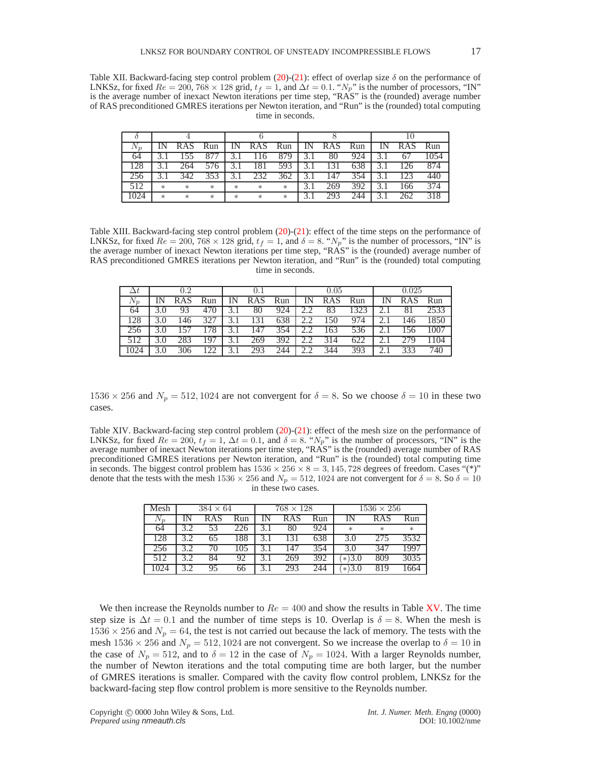Table XII. Backward-facing step control problem (20)-(21): effect of overlap size $\delta$ on the performance of LNKSz, for fixed $Re = 200$, $768 \times 128$ grid, $t_f = 1$, and $\Delta t = 0.1$. "$N_p$" is the number of processors, "IN" is the average number of inexact Newton iterations per time step, "RAS" is the (rounded) average number of RAS preconditioned GMRES iterations per Newton iteration, and "Run" is the (rounded) total computing time in seconds.

| $\delta$ | 4 | | | 6 | | | 8 | | | 10 | | |
|---|---|---|---|---|---|---|---|---|---|---|---|---|
| $N_p$ | IN | RAS | Run | IN | RAS | Run | IN | RAS | Run | IN | RAS | Run |
| 64 | 3.1 | 155 | 877 | 3.1 | 116 | 879 | 3.1 | 80 | 924 | 3.1 | 67 | 1054 |
| 128 | 3.1 | 264 | 576 | 3.1 | 181 | 593 | 3.1 | 131 | 638 | 3.1 | 126 | 874 |
| 256 | 3.1 | 342 | 353 | 3.1 | 232 | 362 | 3.1 | 147 | 354 | 3.1 | 123 | 440 |
| 512 | * | * | * | * | * | * | 3.1 | 269 | 392 | 3.1 | 166 | 374 |
| 1024 | * | * | * | * | * | * | 3.1 | 293 | 244 | 3.1 | 262 | 318 |

Table XIII. Backward-facing step control problem (20)-(21): effect of the time steps on the performance of LNKSz, for fixed $Re = 200$, $768 \times 128$ grid, $t_f = 1$, and $\delta = 8$. "$N_p$" is the number of processors, "IN" is the average number of inexact Newton iterations per time step, "RAS" is the (rounded) average number of RAS preconditioned GMRES iterations per Newton iteration, and "Run" is the (rounded) total computing time in seconds.

| $\Delta t$ | 0.2 | | | 0.1 | | | 0.05 | | | 0.025 | | |
|---|---|---|---|---|---|---|---|---|---|---|---|---|
| $N_p$ | IN | RAS | Run | IN | RAS | Run | IN | RAS | Run | IN | RAS | Run |
| 64 | 3.0 | 93 | 470 | 3.1 | 80 | 924 | 2.2 | 83 | 1323 | 2.1 | 81 | 2533 |
| 128 | 3.0 | 146 | 327 | 3.1 | 131 | 638 | 2.2 | 150 | 974 | 2.1 | 146 | 1850 |
| 256 | 3.0 | 157 | 178 | 3.1 | 147 | 354 | 2.2 | 163 | 536 | 2.1 | 156 | 1007 |
| 512 | 3.0 | 283 | 197 | 3.1 | 269 | 392 | 2.2 | 314 | 622 | 2.1 | 279 | 1104 |
| 1024 | 3.0 | 306 | 122 | 3.1 | 293 | 244 | 2.2 | 344 | 393 | 2.1 | 333 | 740 |

$1536 \times 256$ and $N_p = 512, 1024$ are not convergent for $\delta = 8$. So we choose $\delta = 10$ in these two cases.

Table XIV. Backward-facing step control problem (20)-(21): effect of the mesh size on the performance of LNKSz, for fixed $Re = 200$, $t_f = 1$, $\Delta t = 0.1$, and $\delta = 8$. "$N_p$" is the number of processors, "IN" is the average number of inexact Newton iterations per time step, "RAS" is the (rounded) average number of RAS preconditioned GMRES iterations per Newton iteration, and "Run" is the (rounded) total computing time in seconds. The biggest control problem has $1536 \times 256 \times 8 = 3,145,728$ degrees of freedom. Cases "(*)" denote that the tests with the mesh $1536 \times 256$ and $N_p = 512, 1024$ are not convergent for $\delta = 8$. So $\delta = 10$ in these two cases.

| Mesh | $384 \times 64$ | | | $768 \times 128$ | | | $1536 \times 256$ | | |
|---|---|---|---|---|---|---|---|---|---|
| $N_p$ | IN | RAS | Run | IN | RAS | Run | IN | RAS | Run |
| 64 | 3.2 | 53 | 226 | 3.1 | 80 | 924 | * | * | * |
| 128 | 3.2 | 65 | 188 | 3.1 | 131 | 638 | 3.0 | 275 | 3532 |
| 256 | 3.2 | 70 | 105 | 3.1 | 147 | 354 | 3.0 | 347 | 1997 |
| 512 | 3.2 | 84 | 92 | 3.1 | 269 | 392 | (*)3.0 | 809 | 3035 |
| 1024 | 3.2 | 95 | 66 | 3.1 | 293 | 244 | (*)3.0 | 819 | 1664 |

We then increase the Reynolds number to $Re = 400$ and show the results in Table XV. The time step size is $\Delta t = 0.1$ and the number of time steps is 10. Overlap is $\delta = 8$. When the mesh is $1536 \times 256$ and $N_p = 64$, the test is not carried out because the lack of memory. The tests with the mesh $1536 \times 256$ and $N_p = 512, 1024$ are not convergent. So we increase the overlap to $\delta = 10$ in the case of $N_p = 512$, and to $\delta = 12$ in the case of $N_p = 1024$. With a larger Reynolds number, the number of Newton iterations and the total computing time are both larger, but the number of GMRES iterations is smaller. Compared with the cavity flow control problem, LNKSz for the backward-facing step flow control problem is more sensitive to the Reynolds number.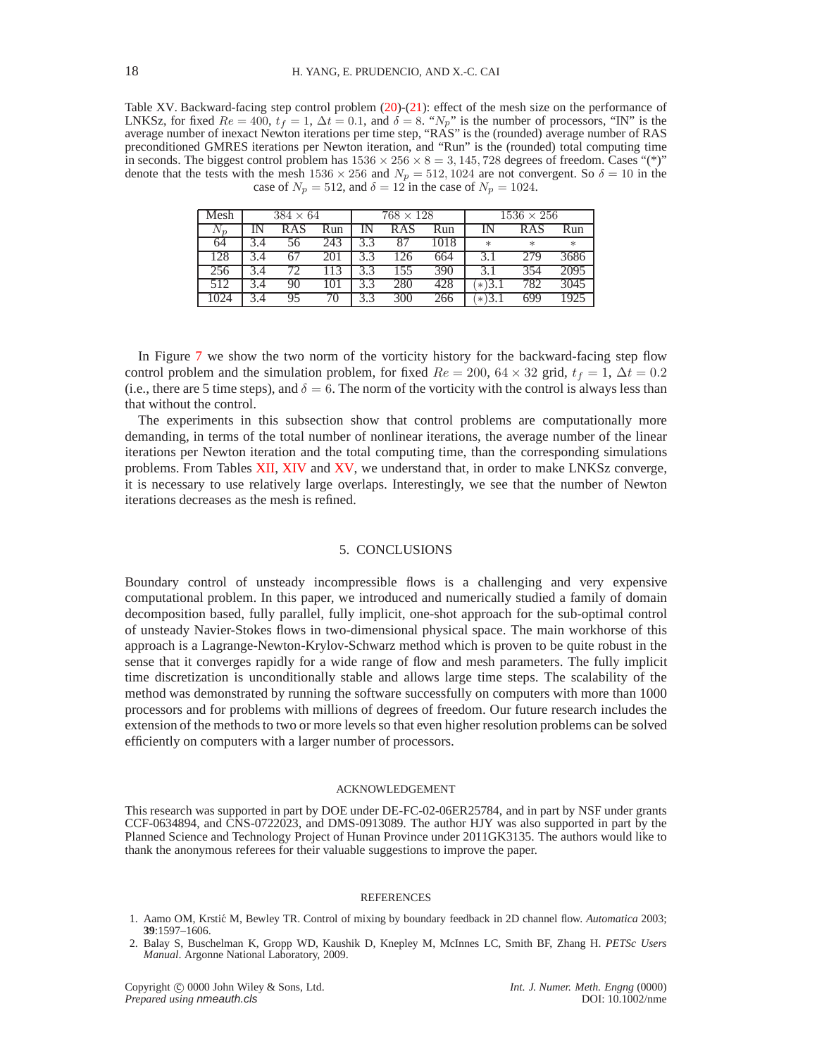Table XV. Backward-facing step control problem (20)-(21): effect of the mesh size on the performance of LNKSz, for fixed $Re = 400$, $t_f = 1$, $\Delta t = 0.1$, and $\delta = 8$. "$N_p$" is the number of processors, "IN" is the average number of inexact Newton iterations per time step, "RAS" is the (rounded) average number of RAS preconditioned GMRES iterations per Newton iteration, and "Run" is the (rounded) total computing time in seconds. The biggest control problem has $1536 \times 256 \times 8 = 3,145,728$ degrees of freedom. Cases "(*)" denote that the tests with the mesh $1536 \times 256$ and $N_p = 512, 1024$ are not convergent. So $\delta = 10$ in the case of $N_p = 512$, and $\delta = 12$ in the case of $N_p = 1024$.

| Mesh | $384 \times 64$ | | | $768 \times 128$ | | | $1536 \times 256$ | | |
|---|---|---|---|---|---|---|---|---|---|
| $N_p$ | IN | RAS | Run | IN | RAS | Run | IN | RAS | Run |
| 64 | 3.4 | 56 | 243 | 3.3 | 87 | 1018 | $*$ | $*$ | $*$ |
| 128 | 3.4 | 67 | 201 | 3.3 | 126 | 664 | 3.1 | 279 | 3686 |
| 256 | 3.4 | 72 | 113 | 3.3 | 155 | 390 | 3.1 | 354 | 2095 |
| 512 | 3.4 | 90 | 101 | 3.3 | 280 | 428 | $(*)$3.1 | 782 | 3045 |
| 1024 | 3.4 | 95 | 70 | 3.3 | 300 | 266 | $(*)$3.1 | 699 | 1925 |

In Figure 7 we show the two norm of the vorticity history for the backward-facing step flow control problem and the simulation problem, for fixed $Re = 200$, $64 \times 32$ grid, $t_f = 1$, $\Delta t = 0.2$ (i.e., there are 5 time steps), and $\delta = 6$. The norm of the vorticity with the control is always less than that without the control.

The experiments in this subsection show that control problems are computationally more demanding, in terms of the total number of nonlinear iterations, the average number of the linear iterations per Newton iteration and the total computing time, than the corresponding simulations problems. From Tables XII, XIV and XV, we understand that, in order to make LNKSz converge, it is necessary to use relatively large overlaps. Interestingly, we see that the number of Newton iterations decreases as the mesh is refined.

## 5. CONCLUSIONS

Boundary control of unsteady incompressible flows is a challenging and very expensive computational problem. In this paper, we introduced and numerically studied a family of domain decomposition based, fully parallel, fully implicit, one-shot approach for the sub-optimal control of unsteady Navier-Stokes flows in two-dimensional physical space. The main workhorse of this approach is a Lagrange-Newton-Krylov-Schwarz method which is proven to be quite robust in the sense that it converges rapidly for a wide range of flow and mesh parameters. The fully implicit time discretization is unconditionally stable and allows large time steps. The scalability of the method was demonstrated by running the software successfully on computers with more than 1000 processors and for problems with millions of degrees of freedom. Our future research includes the extension of the methods to two or more levels so that even higher resolution problems can be solved efficiently on computers with a larger number of processors.

### ACKNOWLEDGEMENT

This research was supported in part by DOE under DE-FC-02-06ER25784, and in part by NSF under grants CCF-0634894, and CNS-0722023, and DMS-0913089. The author HJY was also supported in part by the Planned Science and Technology Project of Hunan Province under 2011GK3135. The authors would like to thank the anonymous referees for their valuable suggestions to improve the paper.

### REFERENCES

1. Aamo OM, Krstić M, Bewley TR. Control of mixing by boundary feedback in 2D channel flow. *Automatica* 2003; **39**:1597–1606.
2. Balay S, Buschelman K, Gropp WD, Kaushik D, Knepley M, McInnes LC, Smith BF, Zhang H. *PETSc Users Manual*. Argonne National Laboratory, 2009.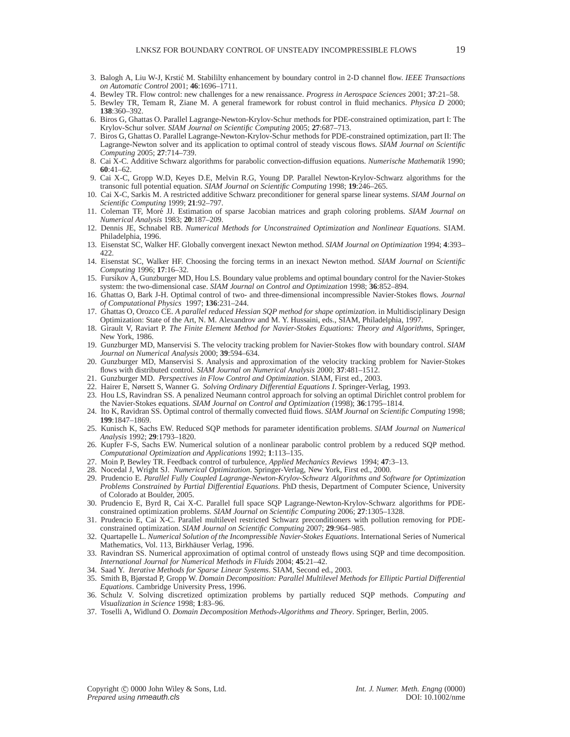3. Balogh A, Liu W-J, Krstić M. Stabililty enhancement by boundary control in 2-D channel flow. *IEEE Transactions on Automatic Control* 2001; **46**:1696–1711.
4. Bewley TR. Flow control: new challenges for a new renaissance. *Progress in Aerospace Sciences* 2001; **37**:21–58.
5. Bewley TR, Temam R, Ziane M. A general framework for robust control in fluid mechanics. *Physica D* 2000; **138**:360–392.
6. Biros G, Ghattas O. Parallel Lagrange-Newton-Krylov-Schur methods for PDE-constrained optimization, part I: The Krylov-Schur solver. *SIAM Journal on Scientific Computing* 2005; **27**:687–713.
7. Biros G, Ghattas O. Parallel Lagrange-Newton-Krylov-Schur methods for PDE-constrained optimization, part II: The Lagrange-Newton solver and its application to optimal control of steady viscous flows. *SIAM Journal on Scientific Computing* 2005; **27**:714–739.
8. Cai X-C. Additive Schwarz algorithms for parabolic convection-diffusion equations. *Numerische Mathematik* 1990; **60**:41–62.
9. Cai X-C, Gropp W.D, Keyes D.E, Melvin R.G, Young DP. Parallel Newton-Krylov-Schwarz algorithms for the transonic full potential equation. *SIAM Journal on Scientific Computing* 1998; **19**:246–265.
10. Cai X-C, Sarkis M. A restricted additive Schwarz preconditioner for general sparse linear systems. *SIAM Journal on Scientific Computing* 1999; **21**:92–797.
11. Coleman TF, Moré JJ. Estimation of sparse Jacobian matrices and graph coloring problems. *SIAM Journal on Numerical Analysis* 1983; **20**:187–209.
12. Dennis JE, Schnabel RB. *Numerical Methods for Unconstrained Optimization and Nonlinear Equations*. SIAM. Philadelphia, 1996.
13. Eisenstat SC, Walker HF. Globally convergent inexact Newton method. *SIAM Journal on Optimization* 1994; **4**:393–422.
14. Eisenstat SC, Walker HF. Choosing the forcing terms in an inexact Newton method. *SIAM Journal on Scientific Computing* 1996; **17**:16–32.
15. Fursikov A, Gunzburger MD, Hou LS. Boundary value problems and optimal boundary control for the Navier-Stokes system: the two-dimensional case. *SIAM Journal on Control and Optimization* 1998; **36**:852–894.
16. Ghattas O, Bark J-H. Optimal control of two- and three-dimensional incompressible Navier-Stokes flows. *Journal of Computational Physics* 1997; **136**:231–244.
17. Ghattas O, Orozco CE. *A parallel reduced Hessian SQP method for shape optimization*. in Multidisciplinary Design Optimization: State of the Art, N. M. Alexandrov and M. Y. Hussaini, eds., SIAM, Philadelphia, 1997.
18. Girault V, Raviart P. *The Finite Element Method for Navier-Stokes Equations: Theory and Algorithms*, Springer, New York, 1986.
19. Gunzburger MD, Manservisi S. The velocity tracking problem for Navier-Stokes flow with boundary control. *SIAM Journal on Numerical Analysis* 2000; **39**:594–634.
20. Gunzburger MD, Manservisi S. Analysis and approximation of the velocity tracking problem for Navier-Stokes flows with distributed control. *SIAM Journal on Numerical Analysis* 2000; **37**:481–1512.
21. Gunzburger MD. *Perspectives in Flow Control and Optimization*. SIAM, First ed., 2003.
22. Hairer E, Nørsett S, Wanner G. *Solving Ordinary Differential Equations I*. Springer-Verlag, 1993.
23. Hou LS, Ravindran SS. A penalized Neumann control approach for solving an optimal Dirichlet control problem for the Navier-Stokes equations. *SIAM Journal on Control and Optimization* (1998); **36**:1795–1814.
24. Ito K, Ravidran SS. Optimal control of thermally convected fluid flows. *SIAM Journal on Scientific Computing* 1998; **199**:1847–1869.
25. Kunisch K, Sachs EW. Reduced SQP methods for parameter identification problems. *SIAM Journal on Numerical Analysis* 1992; **29**:1793–1820.
26. Kupfer F-S, Sachs EW. Numerical solution of a nonlinear parabolic control problem by a reduced SQP method. *Computational Optimization and Applications* 1992; **1**:113–135.
27. Moin P, Bewley TR. Feedback control of turbulence, *Applied Mechanics Reviews* 1994; **47**:3–13.
28. Nocedal J, Wright SJ. *Numerical Optimization*. Springer-Verlag, New York, First ed., 2000.
29. Prudencio E. *Parallel Fully Coupled Lagrange-Newton-Krylov-Schwarz Algorithms and Software for Optimization Problems Constrained by Partial Differential Equations*. PhD thesis, Department of Computer Science, University of Colorado at Boulder, 2005.
30. Prudencio E, Byrd R, Cai X-C. Parallel full space SQP Lagrange-Newton-Krylov-Schwarz algorithms for PDE-constrained optimization problems. *SIAM Journal on Scientific Computing* 2006; **27**:1305–1328.
31. Prudencio E, Cai X-C. Parallel multilevel restricted Schwarz preconditioners with pollution removing for PDE-constrained optimization. *SIAM Journal on Scientific Computing* 2007; **29**:964–985.
32. Quartapelle L. *Numerical Solution of the Incompressible Navier-Stokes Equations*. International Series of Numerical Mathematics, Vol. 113, Birkhäuser Verlag, 1996.
33. Ravindran SS. Numerical approximation of optimal control of unsteady flows using SQP and time decomposition. *International Journal for Numerical Methods in Fluids* 2004; **45**:21–42.
34. Saad Y. *Iterative Methods for Sparse Linear Systems*. SIAM, Second ed., 2003.
35. Smith B, Bjørstad P, Gropp W. *Domain Decomposition: Parallel Multilevel Methods for Elliptic Partial Differential Equations*. Cambridge University Press, 1996.
36. Schulz V. Solving discretized optimization problems by partially reduced SQP methods. *Computing and Visualization in Science* 1998; **1**:83–96.
37. Toselli A, Widlund O. *Domain Decomposition Methods-Algorithms and Theory*. Springer, Berlin, 2005.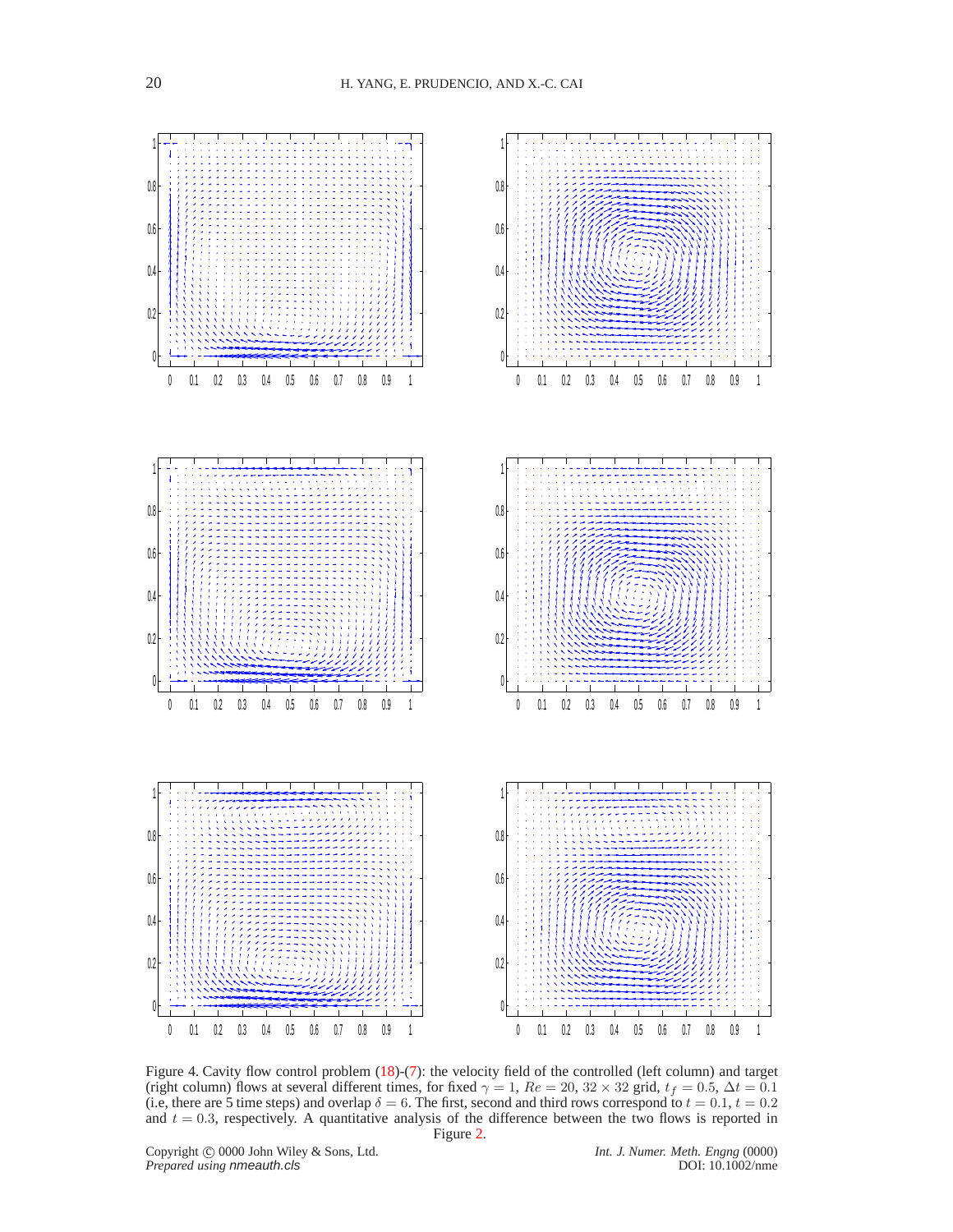Figure 4. Cavity flow control problem (18)-(7): the velocity field of the controlled (left column) and target (right column) flows at several different times, for fixed $\gamma = 1$, $Re = 20$, $32 \times 32$ grid, $t_f = 0.5$, $\Delta t = 0.1$ (i.e, there are 5 time steps) and overlap $\delta = 6$. The first, second and third rows correspond to $t = 0.1$, $t = 0.2$ and $t = 0.3$, respectively. A quantitative analysis of the difference between the two flows is reported in Figure 2.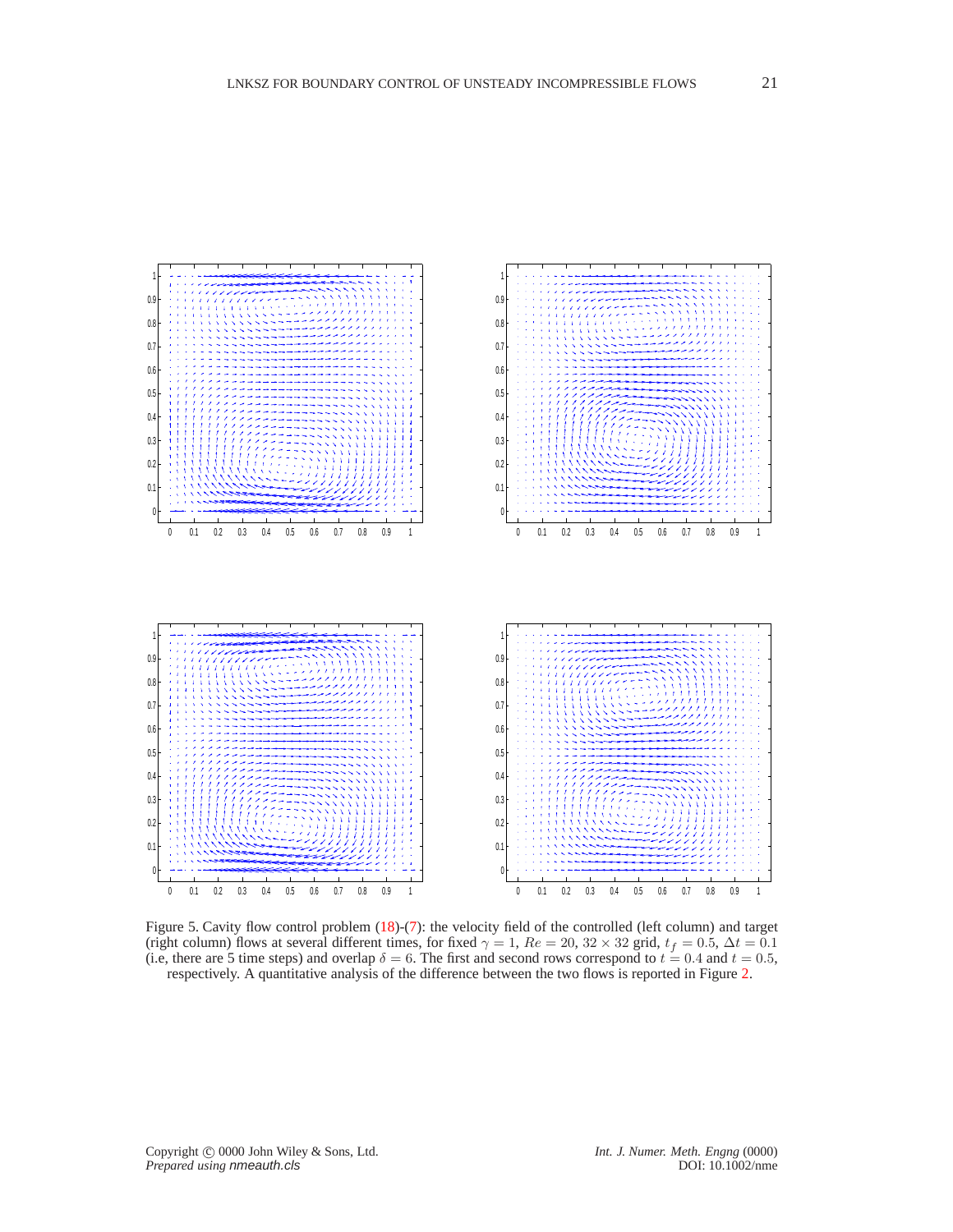Figure 5. Cavity flow control problem (18)-(7): the velocity field of the controlled (left column) and target (right column) flows at several different times, for fixed $\gamma = 1$, $Re = 20$, $32 \times 32$ grid, $t_f = 0.5$, $\Delta t = 0.1$ (i.e, there are 5 time steps) and overlap $\delta = 6$. The first and second rows correspond to $t = 0.4$ and $t = 0.5$, respectively. A quantitative analysis of the difference between the two flows is reported in Figure 2.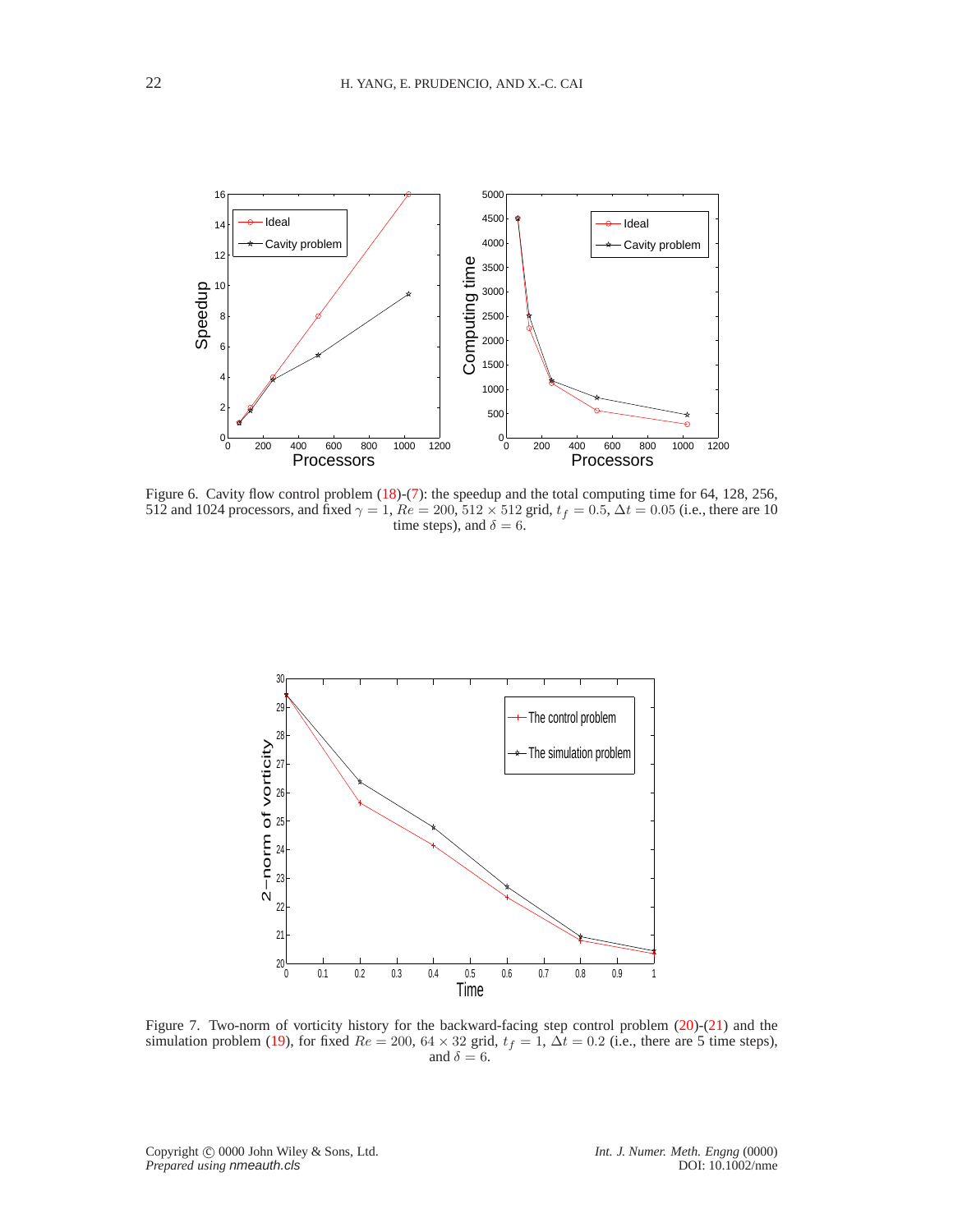Speedup

16
14
12
10
8
6
4
2
0

0 200 400 600 800 1000 1200

Processors

Ideal
Cavity problem

Computing time

5000
4500
4000
3500
3000
2500
2000
1500
1000
500
0

0 200 400 600 800 1000 1200

Processors

Ideal
Cavity problem

Figure 6. Cavity flow control problem (18)-(7): the speedup and the total computing time for 64, 128, 256, 512 and 1024 processors, and fixed $\gamma = 1$, $Re = 200$, $512 \times 512$ grid, $t_f = 0.5$, $\Delta t = 0.05$ (i.e., there are 10 time steps), and $\delta = 6$.

2−norm of vorticity

30
29
28
27
26
25
24
23
22
21
20

0 0.1 0.2 0.3 0.4 0.5 0.6 0.7 0.8 0.9 1

Time

The control problem
The simulation problem

Figure 7. Two-norm of vorticity history for the backward-facing step control problem (20)-(21) and the simulation problem (19), for fixed $Re = 200$, $64 \times 32$ grid, $t_f = 1$, $\Delta t = 0.2$ (i.e., there are 5 time steps), and $\delta = 6$.